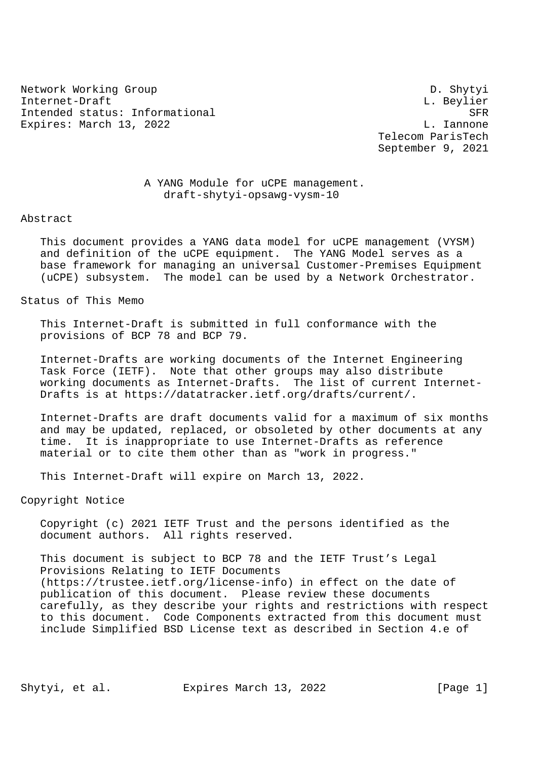Network Working Group D. Shytyi
Internet-Draft L. Beylier
Intended status: Informational SFR
Expires: March 13, 2022 L. Iannone
Telecom ParisTech
September 9, 2021

# A YANG Module for uCPE management.
## draft-shytyi-opsawg-vysm-10

## Abstract

This document provides a YANG data model for uCPE management (VYSM) and definition of the uCPE equipment. The YANG Model serves as a base framework for managing an universal Customer-Premises Equipment (uCPE) subsystem. The model can be used by a Network Orchestrator.

## Status of This Memo

This Internet-Draft is submitted in full conformance with the provisions of BCP 78 and BCP 79.

Internet-Drafts are working documents of the Internet Engineering Task Force (IETF). Note that other groups may also distribute working documents as Internet-Drafts. The list of current Internet-Drafts is at https://datatracker.ietf.org/drafts/current/.

Internet-Drafts are draft documents valid for a maximum of six months and may be updated, replaced, or obsoleted by other documents at any time. It is inappropriate to use Internet-Drafts as reference material or to cite them other than as "work in progress."

This Internet-Draft will expire on March 13, 2022.

## Copyright Notice

Copyright (c) 2021 IETF Trust and the persons identified as the document authors. All rights reserved.

This document is subject to BCP 78 and the IETF Trust's Legal Provisions Relating to IETF Documents (https://trustee.ietf.org/license-info) in effect on the date of publication of this document. Please review these documents carefully, as they describe your rights and restrictions with respect to this document. Code Components extracted from this document must include Simplified BSD License text as described in Section 4.e of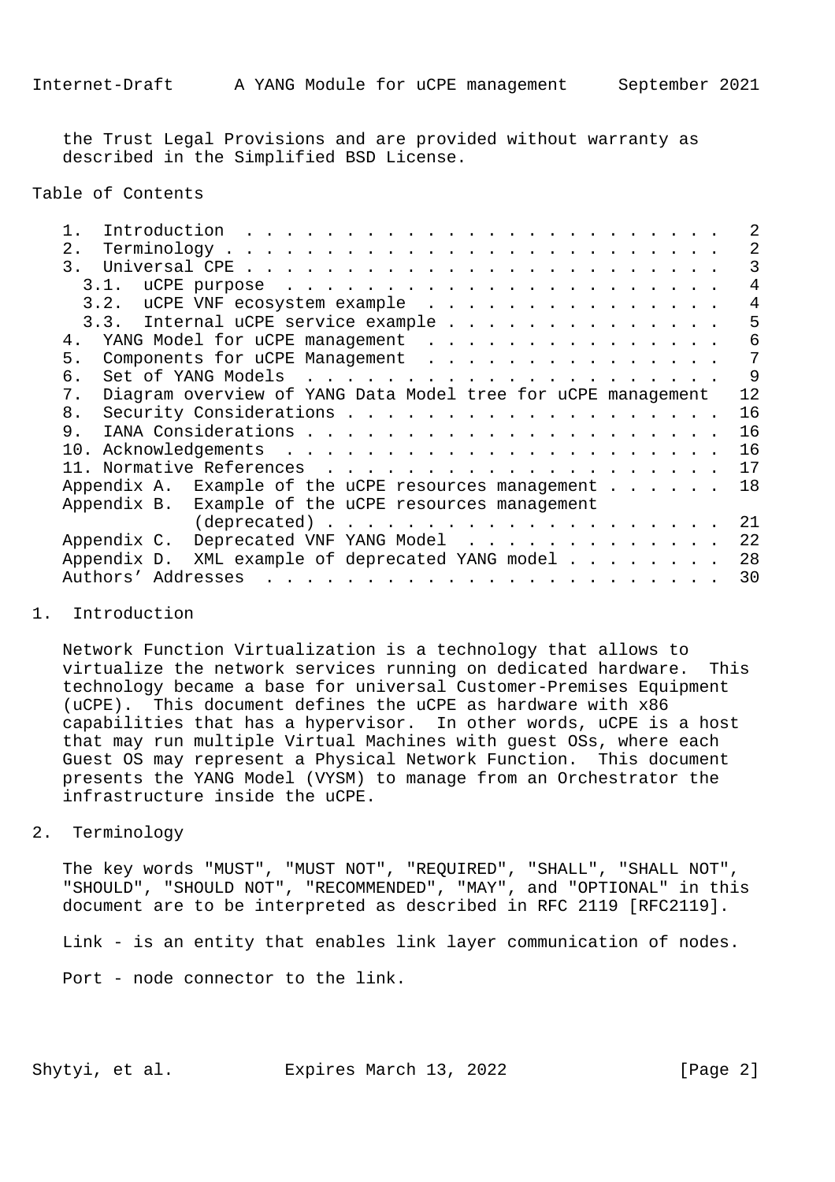the Trust Legal Provisions and are provided without warranty as described in the Simplified BSD License.

## Table of Contents

```
   1.  Introduction  . . . . . . . . . . . . . . . . . . . . . . . .   2
   2.  Terminology . . . . . . . . . . . . . . . . . . . . . . . . .   2
   3.  Universal CPE . . . . . . . . . . . . . . . . . . . . . . . .   3
     3.1.  uCPE purpose  . . . . . . . . . . . . . . . . . . . . . .   4
     3.2.  uCPE VNF ecosystem example  . . . . . . . . . . . . . . .   4
     3.3.  Internal uCPE service example . . . . . . . . . . . . . .   5
   4.  YANG Model for uCPE management  . . . . . . . . . . . . . . .   6
   5.  Components for uCPE Management  . . . . . . . . . . . . . . .   7
   6.  Set of YANG Models  . . . . . . . . . . . . . . . . . . . . .   9
   7.  Diagram overview of YANG Data Model tree for uCPE management   12
   8.  Security Considerations . . . . . . . . . . . . . . . . . . .  16
   9.  IANA Considerations . . . . . . . . . . . . . . . . . . . . .  16
   10. Acknowledgements  . . . . . . . . . . . . . . . . . . . . . .  16
   11. Normative References  . . . . . . . . . . . . . . . . . . . .  17
   Appendix A.  Example of the uCPE resources management . . . . . .  18
   Appendix B.  Example of the uCPE resources management
                (deprecated) . . . . . . . . . . . . . . . . . . . .  21
   Appendix C.  Deprecated VNF YANG Model  . . . . . . . . . . . . .  22
   Appendix D.  XML example of deprecated YANG model . . . . . . . .  28
   Authors' Addresses  . . . . . . . . . . . . . . . . . . . . . . .  30
```

## 1. Introduction

Network Function Virtualization is a technology that allows to virtualize the network services running on dedicated hardware. This technology became a base for universal Customer-Premises Equipment (uCPE). This document defines the uCPE as hardware with x86 capabilities that has a hypervisor. In other words, uCPE is a host that may run multiple Virtual Machines with guest OSs, where each Guest OS may represent a Physical Network Function. This document presents the YANG Model (VYSM) to manage from an Orchestrator the infrastructure inside the uCPE.

## 2. Terminology

The key words "MUST", "MUST NOT", "REQUIRED", "SHALL", "SHALL NOT", "SHOULD", "SHOULD NOT", "RECOMMENDED", "MAY", and "OPTIONAL" in this document are to be interpreted as described in RFC 2119 [RFC2119].

Link - is an entity that enables link layer communication of nodes.

Port - node connector to the link.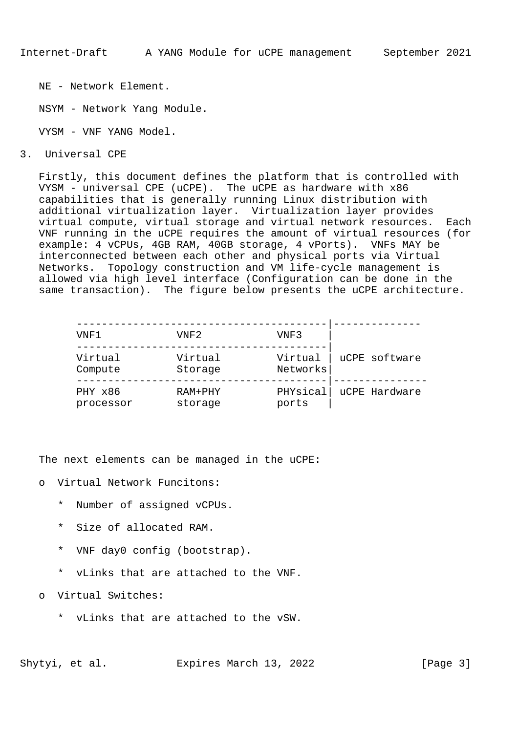NE - Network Element.

NSYM - Network Yang Module.

VYSM - VNF YANG Model.

## 3. Universal CPE

Firstly, this document defines the platform that is controlled with VYSM - universal CPE (uCPE). The uCPE as hardware with x86 capabilities that is generally running Linux distribution with additional virtualization layer. Virtualization layer provides virtual compute, virtual storage and virtual network resources. Each VNF running in the uCPE requires the amount of virtual resources (for example: 4 vCPUs, 4GB RAM, 40GB storage, 4 vPorts). VNFs MAY be interconnected between each other and physical ports via Virtual Networks. Topology construction and VM life-cycle management is allowed via high level interface (Configuration can be done in the same transaction). The figure below presents the uCPE architecture.

```
     ---------------------------------------|--------------
     VNF1           VNF2           VNF3     |
     ---------------------------------------|
     Virtual        Virtual        Virtual  | uCPE software
     Compute        Storage        Networks|
     ---------------------------------------|---------------
     PHY x86        RAM+PHY        PHYsical| uCPE Hardware
     processor      storage        ports    |
```

The next elements can be managed in the uCPE:

- o Virtual Network Funcitons:
  - * Number of assigned vCPUs.
  - * Size of allocated RAM.
  - * VNF day0 config (bootstrap).
  - * vLinks that are attached to the VNF.
- o Virtual Switches:
  - * vLinks that are attached to the vSW.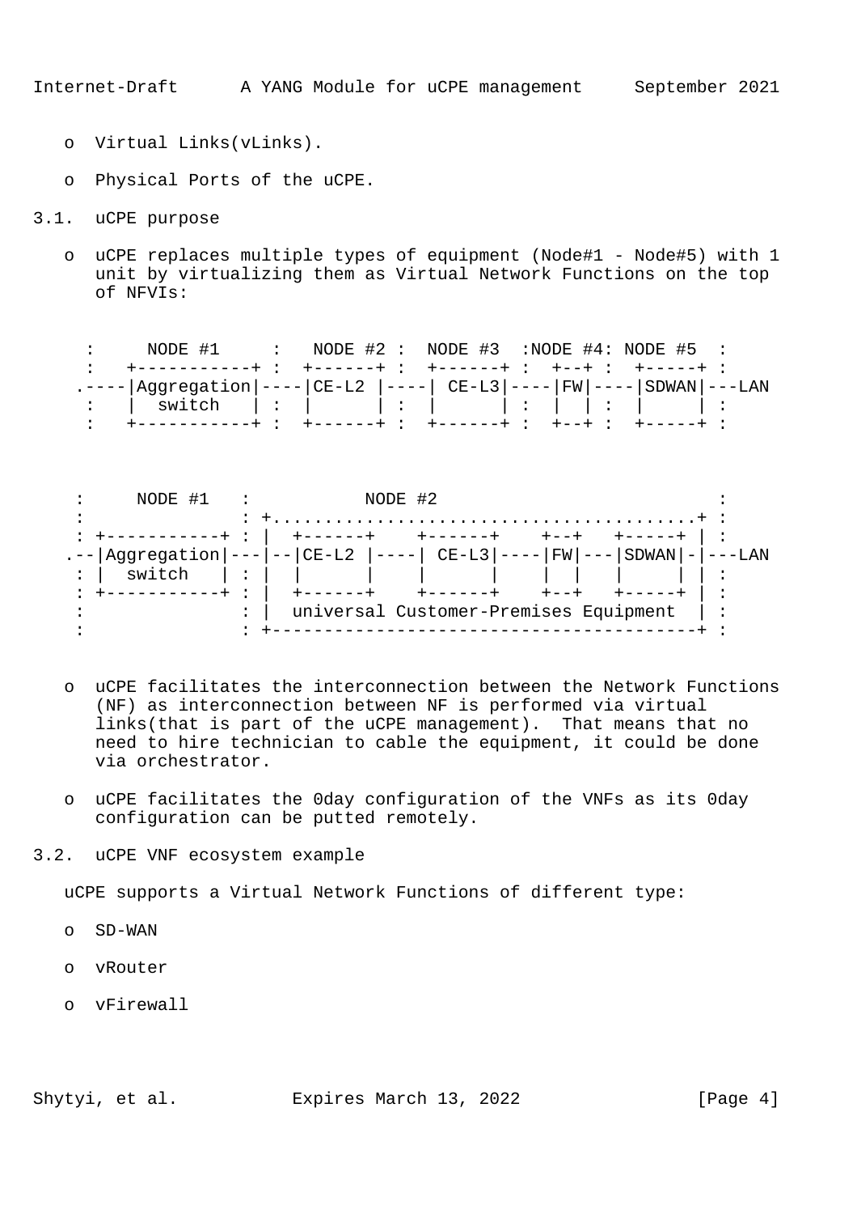- Virtual Links(vLinks).

- Physical Ports of the uCPE.

## 3.1. uCPE purpose

- uCPE replaces multiple types of equipment (Node#1 - Node#5) with 1 unit by virtualizing them as Virtual Network Functions on the top of NFVIs:

```
  :     NODE #1     :   NODE #2 :  NODE #3  :NODE #4: NODE #5  :
  :   +-----------+ :  +------+ :  +------+ :  +--+ :  +-----+ :
 .----|Aggregation|----|CE-L2 |----| CE-L3|----|FW|----|SDWAN|---LAN
  :   |  switch   | :  |      | :  |      | :  |  | :  |     | :
  :   +-----------+ :  +------+ :  +------+ :  +--+ :  +-----+ :



 :     NODE #1   :           NODE #2                            :
 :               : +.........................................+ :
 : +-----------+ : |  +------+    +------+    +--+   +-----+ | :
.--|Aggregation|---|--|CE-L2 |----| CE-L3|----|FW|---|SDWAN|-|---LAN
 : |  switch   | : |  |      |    |      |    |  |   |     | | :
 : +-----------+ : |  +------+    +------+    +--+   +-----+ | :
 :               : |  universal Customer-Premises Equipment  | :
 :               : +-----------------------------------------+ :
```

- uCPE facilitates the interconnection between the Network Functions (NF) as interconnection between NF is performed via virtual links(that is part of the uCPE management). That means that no need to hire technician to cable the equipment, it could be done via orchestrator.

- uCPE facilitates the 0day configuration of the VNFs as its 0day configuration can be putted remotely.

## 3.2. uCPE VNF ecosystem example

uCPE supports a Virtual Network Functions of different type:

- SD-WAN

- vRouter

- vFirewall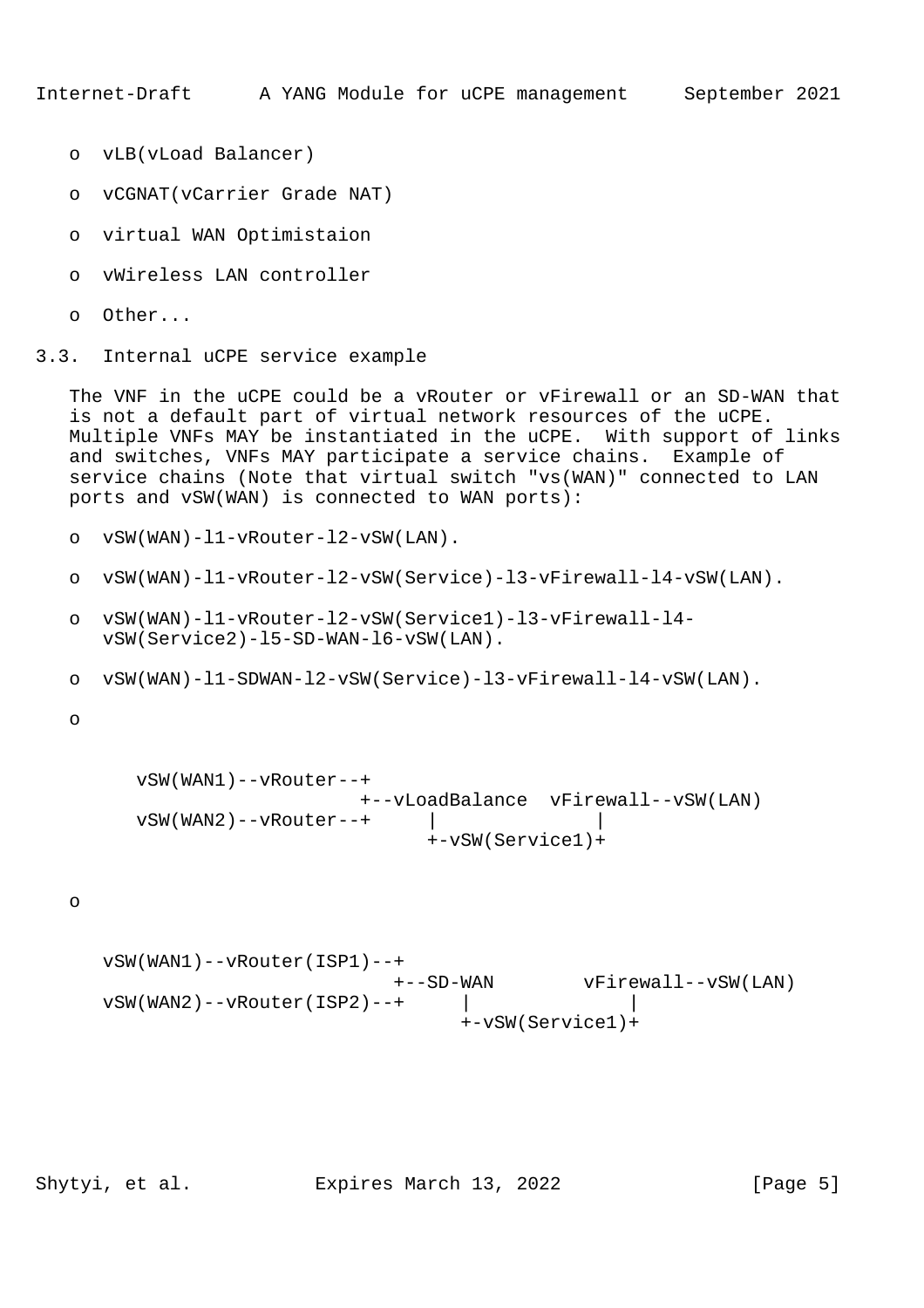- vLB(vLoad Balancer)
- vCGNAT(vCarrier Grade NAT)
- virtual WAN Optimistaion
- vWireless LAN controller
- Other...

### 3.3. Internal uCPE service example

The VNF in the uCPE could be a vRouter or vFirewall or an SD-WAN that is not a default part of virtual network resources of the uCPE. Multiple VNFs MAY be instantiated in the uCPE. With support of links and switches, VNFs MAY participate a service chains. Example of service chains (Note that virtual switch "vs(WAN)" connected to LAN ports and vSW(WAN) is connected to WAN ports):

- vSW(WAN)-l1-vRouter-l2-vSW(LAN).
- vSW(WAN)-l1-vRouter-l2-vSW(Service)-l3-vFirewall-l4-vSW(LAN).
- vSW(WAN)-l1-vRouter-l2-vSW(Service1)-l3-vFirewall-l4-vSW(Service2)-l5-SD-WAN-l6-vSW(LAN).
- vSW(WAN)-l1-SDWAN-l2-vSW(Service)-l3-vFirewall-l4-vSW(LAN).
- 

```
     vSW(WAN1)--vRouter--+
                         +--vLoadBalance  vFirewall--vSW(LAN)
     vSW(WAN2)--vRouter--+     |             |
                               +-vSW(Service1)+
```

- 

```
  vSW(WAN1)--vRouter(ISP1)--+
                            +--SD-WAN        vFirewall--vSW(LAN)
  vSW(WAN2)--vRouter(ISP2)--+     |             |
                                  +-vSW(Service1)+
```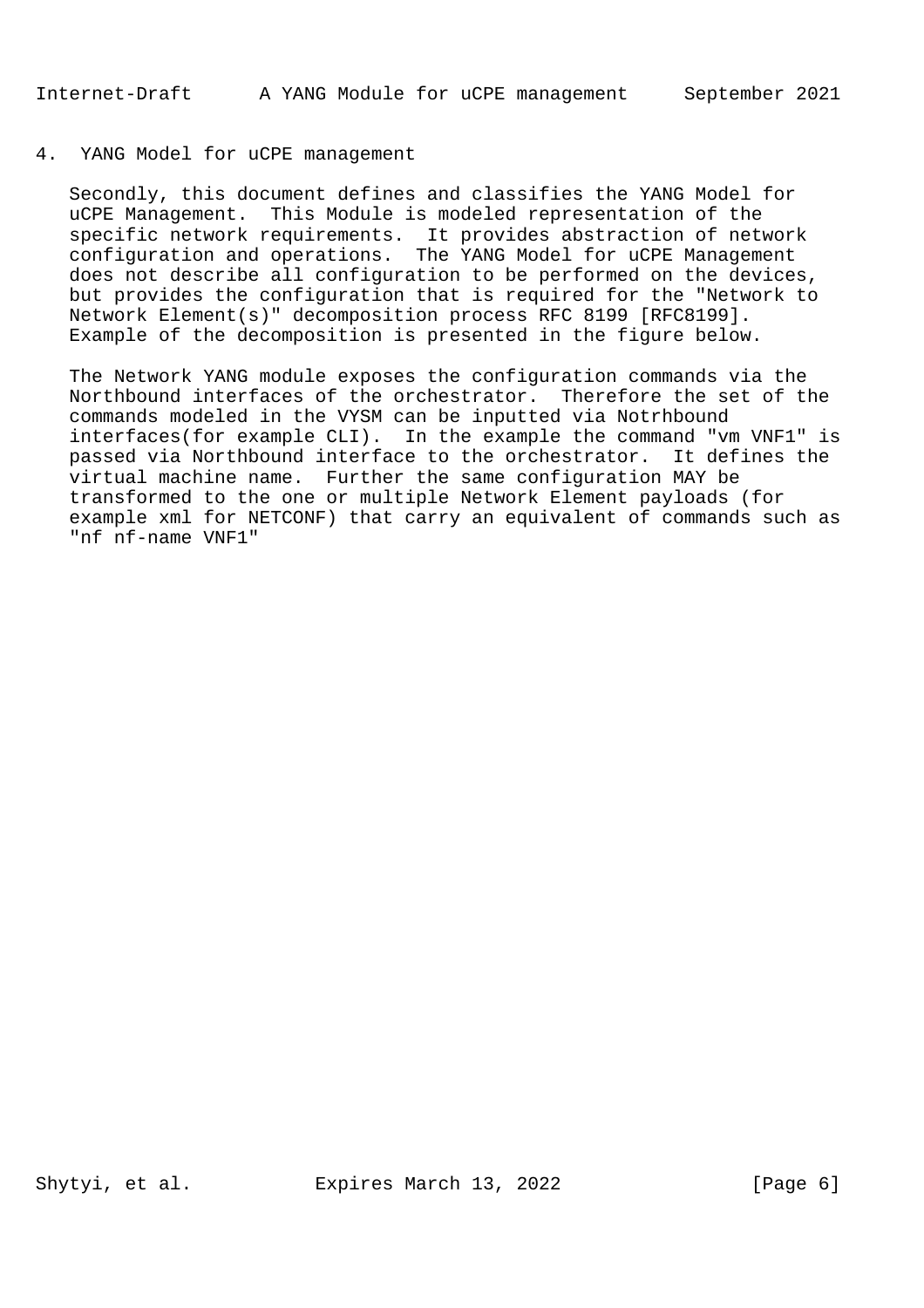## 4. YANG Model for uCPE management

Secondly, this document defines and classifies the YANG Model for uCPE Management. This Module is modeled representation of the specific network requirements. It provides abstraction of network configuration and operations. The YANG Model for uCPE Management does not describe all configuration to be performed on the devices, but provides the configuration that is required for the "Network to Network Element(s)" decomposition process RFC 8199 [RFC8199]. Example of the decomposition is presented in the figure below.

The Network YANG module exposes the configuration commands via the Northbound interfaces of the orchestrator. Therefore the set of the commands modeled in the VYSM can be inputted via Notrhbound interfaces(for example CLI). In the example the command "vm VNF1" is passed via Northbound interface to the orchestrator. It defines the virtual machine name. Further the same configuration MAY be transformed to the one or multiple Network Element payloads (for example xml for NETCONF) that carry an equivalent of commands such as "nf nf-name VNF1"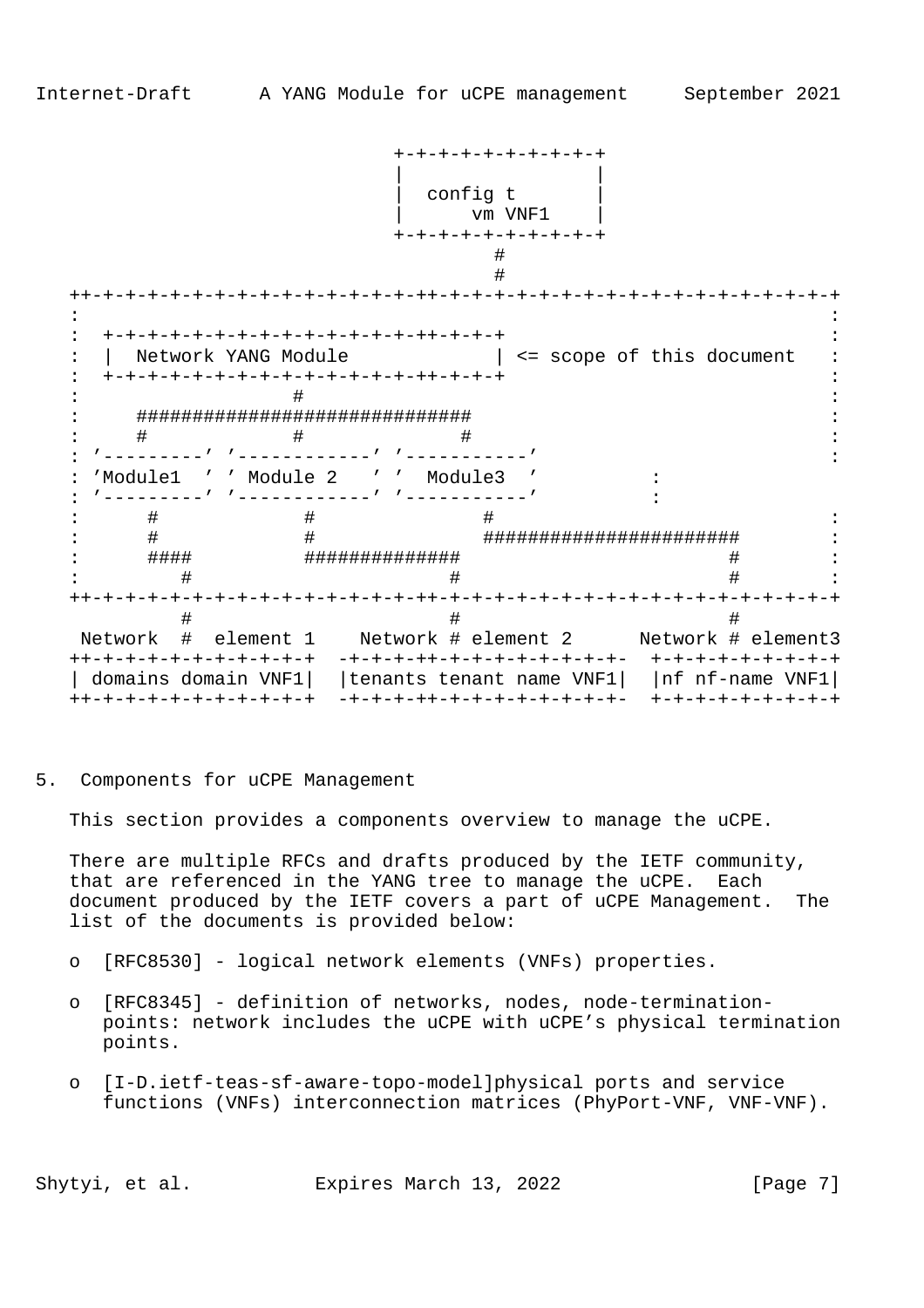```
                                 +-+-+-+-+-+-+-+-+-+
                                 |                 |
                                 |  config t       |
                                 |      vm VNF1    |
                                 +-+-+-+-+-+-+-+-+-+
                                         #
                                         #
   ++-+-+-+-+-+-+-+-+-+-+-+-+-+-+-++-+-+-+-+-+-+-+-+-+-+-+-+-+-+-+-+-+-+-+
   :                                                                     :
   :  +-+-+-+-+-+-+-+-+-+-+-+-+-+-+-++-+-+-+                             :
   :  |  Network YANG Module             | <= scope of this document     :
   :  +-+-+-+-+-+-+-+-+-+-+-+-+-+-+-++-+-+-+                             :
   :                 #                                                   :
   :     ##############################                                  :
   :     #           #            #                                      :
   : '---------' '------------' '-----------'                            :
   : 'Module1  ' ' Module 2   ' '  Module3  '          :
   : '---------' '------------' '-----------'          :
   :      #           #             #                                    :
   :      #           #             ######################               :
   :      ####        ##############                     #               :
   :         #                #                          #               :
   ++-+-+-+-+-+-+-+-+-+-+-+-+-+-+-++-+-+-+-+-+-+-+-+-+-+-+-+-+-+-+-+-+-+-+
             #                #                          #
    Network  #  element 1    Network # element 2      Network # element3
   ++-+-+-+-+-+-+-+-+-+-+  -+-+-+-++-+-+-+-+-+-+-+-+-  +-+-+-+-+-+-+-+-+
   | domains domain VNF1|  |tenants tenant name VNF1|  |nf nf-name VNF1|
   ++-+-+-+-+-+-+-+-+-+-+  -+-+-+-++-+-+-+-+-+-+-+-+-  +-+-+-+-+-+-+-+-+
```

## 5. Components for uCPE Management

This section provides a components overview to manage the uCPE.

There are multiple RFCs and drafts produced by the IETF community, that are referenced in the YANG tree to manage the uCPE. Each document produced by the IETF covers a part of uCPE Management. The list of the documents is provided below:

- [RFC8530] - logical network elements (VNFs) properties.
- [RFC8345] - definition of networks, nodes, node-termination-points: network includes the uCPE with uCPE's physical termination points.
- [I-D.ietf-teas-sf-aware-topo-model]physical ports and service functions (VNFs) interconnection matrices (PhyPort-VNF, VNF-VNF).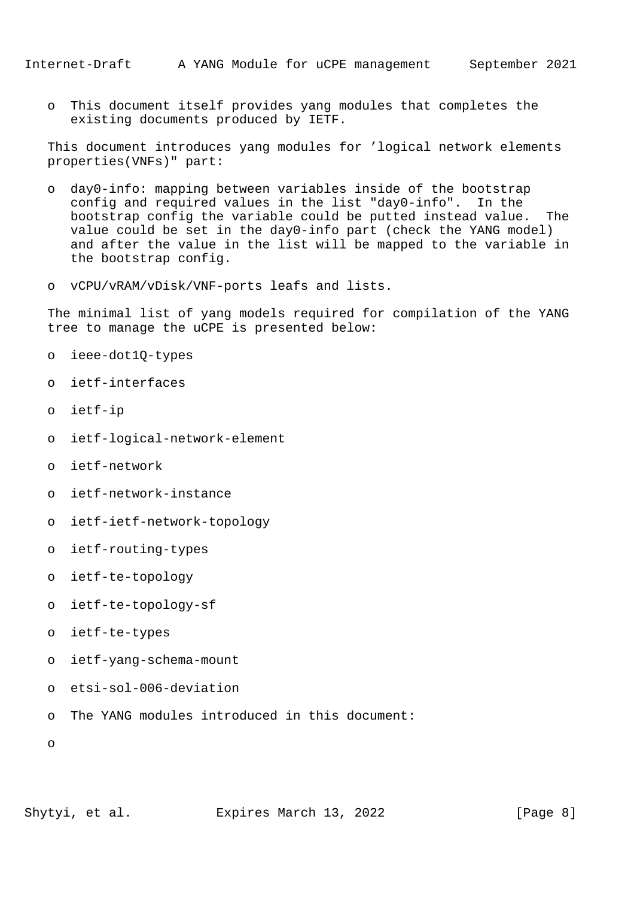- This document itself provides yang modules that completes the existing documents produced by IETF.

This document introduces yang modules for 'logical network elements properties(VNFs)" part:

- day0-info: mapping between variables inside of the bootstrap config and required values in the list "day0-info". In the bootstrap config the variable could be putted instead value. The value could be set in the day0-info part (check the YANG model) and after the value in the list will be mapped to the variable in the bootstrap config.

- vCPU/vRAM/vDisk/VNF-ports leafs and lists.

The minimal list of yang models required for compilation of the YANG tree to manage the uCPE is presented below:

- ieee-dot1Q-types

- ietf-interfaces

- ietf-ip

- ietf-logical-network-element

- ietf-network

- ietf-network-instance

- ietf-ietf-network-topology

- ietf-routing-types

- ietf-te-topology

- ietf-te-topology-sf

- ietf-te-types

- ietf-yang-schema-mount

- etsi-sol-006-deviation

- The YANG modules introduced in this document:

-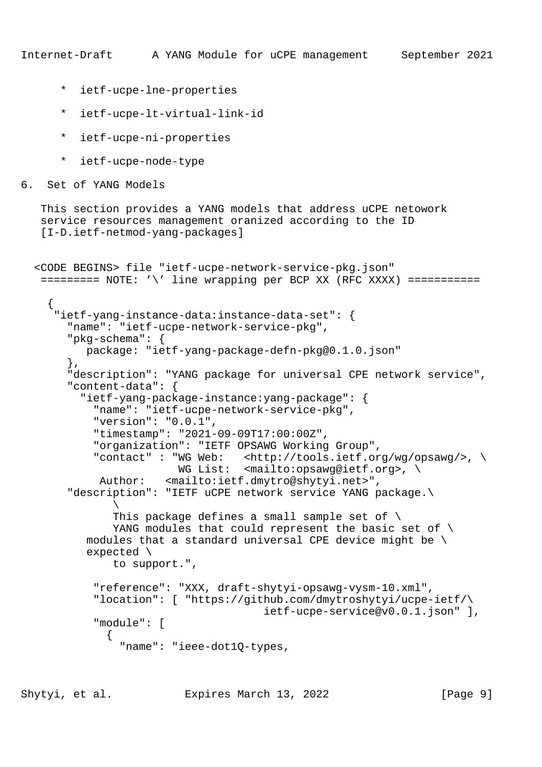* ietf-ucpe-lne-properties

* ietf-ucpe-lt-virtual-link-id

* ietf-ucpe-ni-properties

* ietf-ucpe-node-type

## 6. Set of YANG Models

This section provides a YANG models that address uCPE netowork service resources management oranized according to the ID [I-D.ietf-netmod-yang-packages]

```
<CODE BEGINS> file "ietf-ucpe-network-service-pkg.json"
 ========= NOTE: '\' line wrapping per BCP XX (RFC XXXX) ===========

  {
   "ietf-yang-instance-data:instance-data-set": {
     "name": "ietf-ucpe-network-service-pkg",
     "pkg-schema": {
        package: "ietf-yang-package-defn-pkg@0.1.0.json"
     },
     "description": "YANG package for universal CPE network service",
     "content-data": {
       "ietf-yang-package-instance:yang-package": {
         "name": "ietf-ucpe-network-service-pkg",
         "version": "0.0.1",
         "timestamp": "2021-09-09T17:00:00Z",
         "organization": "IETF OPSAWG Working Group",
         "contact" : "WG Web:   <http://tools.ietf.org/wg/opsawg/>, \
                      WG List:  <mailto:opsawg@ietf.org>, \
          Author:   <mailto:ietf.dmytro@shytyi.net>",
     "description": "IETF uCPE network service YANG package.\
           \
           This package defines a small sample set of \
           YANG modules that could represent the basic set of \
       modules that a standard universal CPE device might be \
       expected \
           to support.",

         "reference": "XXX, draft-shytyi-opsawg-vysm-10.xml",
         "location": [ "https://github.com/dmytroshytyi/ucpe-ietf/\
                              ietf-ucpe-service@v0.0.1.json" ],
         "module": [
           {
             "name": "ieee-dot1Q-types,
```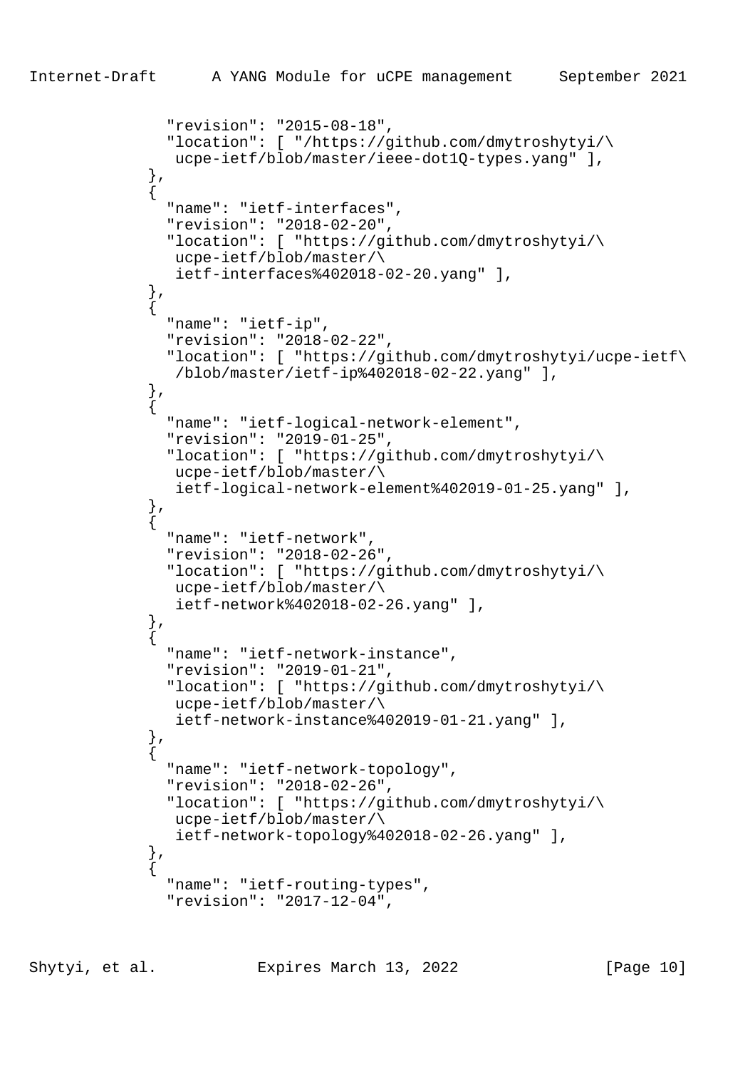```
            "revision": "2015-08-18",
            "location": [ "/https://github.com/dmytroshytyi/\
             ucpe-ietf/blob/master/ieee-dot1Q-types.yang" ],
          },
          {
            "name": "ietf-interfaces",
            "revision": "2018-02-20",
            "location": [ "https://github.com/dmytroshytyi/\
             ucpe-ietf/blob/master/\
             ietf-interfaces%402018-02-20.yang" ],
          },
          {
            "name": "ietf-ip",
            "revision": "2018-02-22",
            "location": [ "https://github.com/dmytroshytyi/ucpe-ietf\
             /blob/master/ietf-ip%402018-02-22.yang" ],
          },
          {
            "name": "ietf-logical-network-element",
            "revision": "2019-01-25",
            "location": [ "https://github.com/dmytroshytyi/\
             ucpe-ietf/blob/master/\
             ietf-logical-network-element%402019-01-25.yang" ],
          },
          {
            "name": "ietf-network",
            "revision": "2018-02-26",
            "location": [ "https://github.com/dmytroshytyi/\
             ucpe-ietf/blob/master/\
             ietf-network%402018-02-26.yang" ],
          },
          {
            "name": "ietf-network-instance",
            "revision": "2019-01-21",
            "location": [ "https://github.com/dmytroshytyi/\
             ucpe-ietf/blob/master/\
             ietf-network-instance%402019-01-21.yang" ],
          },
          {
            "name": "ietf-network-topology",
            "revision": "2018-02-26",
            "location": [ "https://github.com/dmytroshytyi/\
             ucpe-ietf/blob/master/\
             ietf-network-topology%402018-02-26.yang" ],
          },
          {
            "name": "ietf-routing-types",
            "revision": "2017-12-04",
```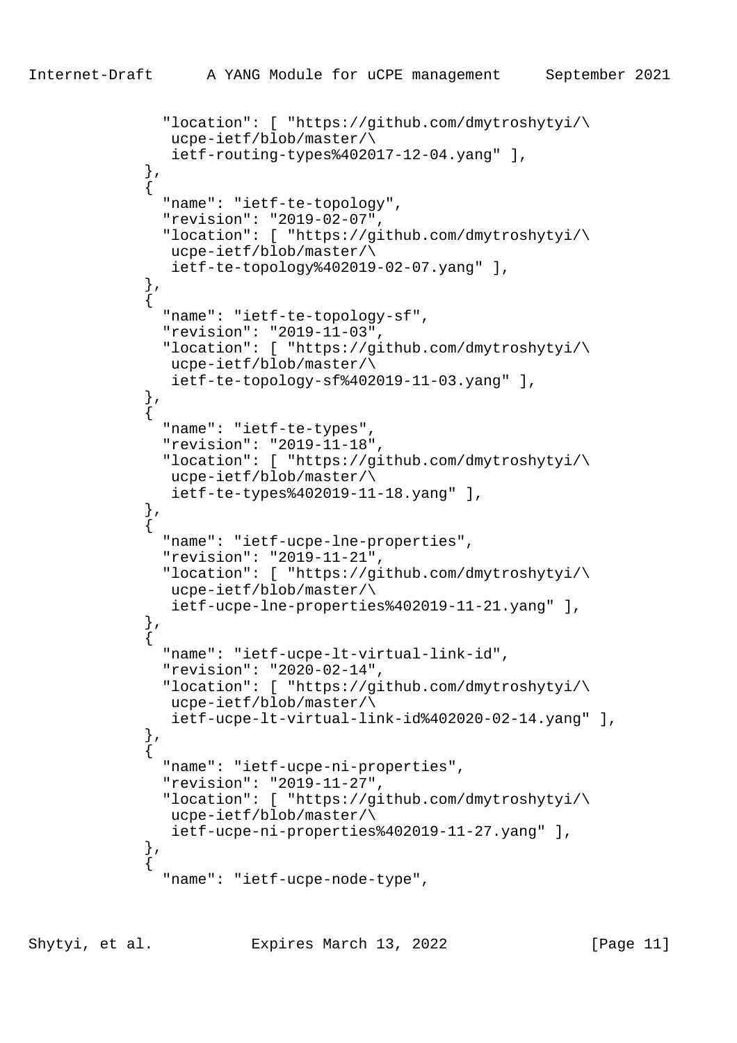```
            "location": [ "https://github.com/dmytroshytyi/\
             ucpe-ietf/blob/master/\
             ietf-routing-types%402017-12-04.yang" ],
          },
          {
            "name": "ietf-te-topology",
            "revision": "2019-02-07",
            "location": [ "https://github.com/dmytroshytyi/\
             ucpe-ietf/blob/master/\
             ietf-te-topology%402019-02-07.yang" ],
          },
          {
            "name": "ietf-te-topology-sf",
            "revision": "2019-11-03",
            "location": [ "https://github.com/dmytroshytyi/\
             ucpe-ietf/blob/master/\
             ietf-te-topology-sf%402019-11-03.yang" ],
          },
          {
            "name": "ietf-te-types",
            "revision": "2019-11-18",
            "location": [ "https://github.com/dmytroshytyi/\
             ucpe-ietf/blob/master/\
             ietf-te-types%402019-11-18.yang" ],
          },
          {
            "name": "ietf-ucpe-lne-properties",
            "revision": "2019-11-21",
            "location": [ "https://github.com/dmytroshytyi/\
             ucpe-ietf/blob/master/\
             ietf-ucpe-lne-properties%402019-11-21.yang" ],
          },
          {
            "name": "ietf-ucpe-lt-virtual-link-id",
            "revision": "2020-02-14",
            "location": [ "https://github.com/dmytroshytyi/\
             ucpe-ietf/blob/master/\
             ietf-ucpe-lt-virtual-link-id%402020-02-14.yang" ],
          },
          {
            "name": "ietf-ucpe-ni-properties",
            "revision": "2019-11-27",
            "location": [ "https://github.com/dmytroshytyi/\
             ucpe-ietf/blob/master/\
             ietf-ucpe-ni-properties%402019-11-27.yang" ],
          },
          {
            "name": "ietf-ucpe-node-type",
```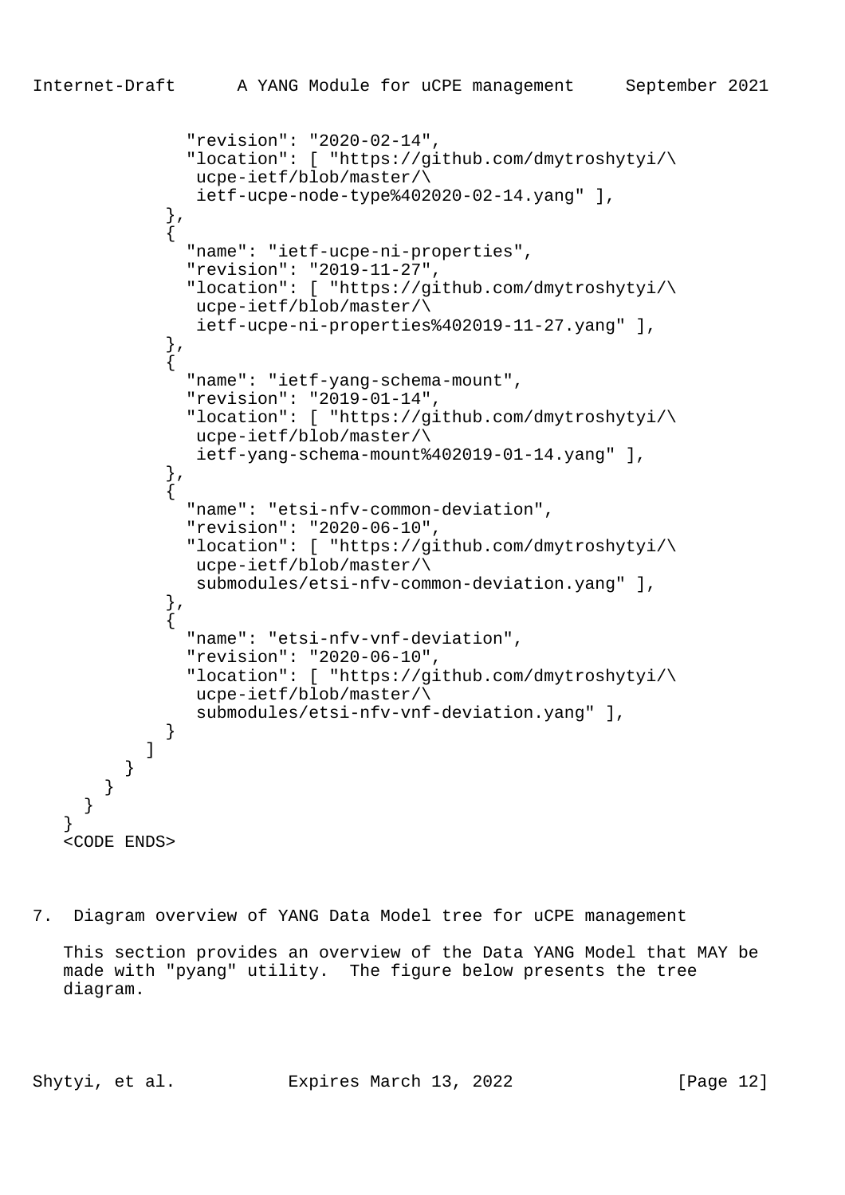```
              "revision": "2020-02-14",
              "location": [ "https://github.com/dmytroshytyi/\
               ucpe-ietf/blob/master/\
               ietf-ucpe-node-type%402020-02-14.yang" ],
            },
            {
              "name": "ietf-ucpe-ni-properties",
              "revision": "2019-11-27",
              "location": [ "https://github.com/dmytroshytyi/\
               ucpe-ietf/blob/master/\
               ietf-ucpe-ni-properties%402019-11-27.yang" ],
            },
            {
              "name": "ietf-yang-schema-mount",
              "revision": "2019-01-14",
              "location": [ "https://github.com/dmytroshytyi/\
               ucpe-ietf/blob/master/\
               ietf-yang-schema-mount%402019-01-14.yang" ],
            },
            {
              "name": "etsi-nfv-common-deviation",
              "revision": "2020-06-10",
              "location": [ "https://github.com/dmytroshytyi/\
               ucpe-ietf/blob/master/\
               submodules/etsi-nfv-common-deviation.yang" ],
            },
            {
              "name": "etsi-nfv-vnf-deviation",
              "revision": "2020-06-10",
              "location": [ "https://github.com/dmytroshytyi/\
               ucpe-ietf/blob/master/\
               submodules/etsi-nfv-vnf-deviation.yang" ],
            }
          ]
        }
      }
    }
  }
   <CODE ENDS>
```

## 7. Diagram overview of YANG Data Model tree for uCPE management

This section provides an overview of the Data YANG Model that MAY be made with "pyang" utility. The figure below presents the tree diagram.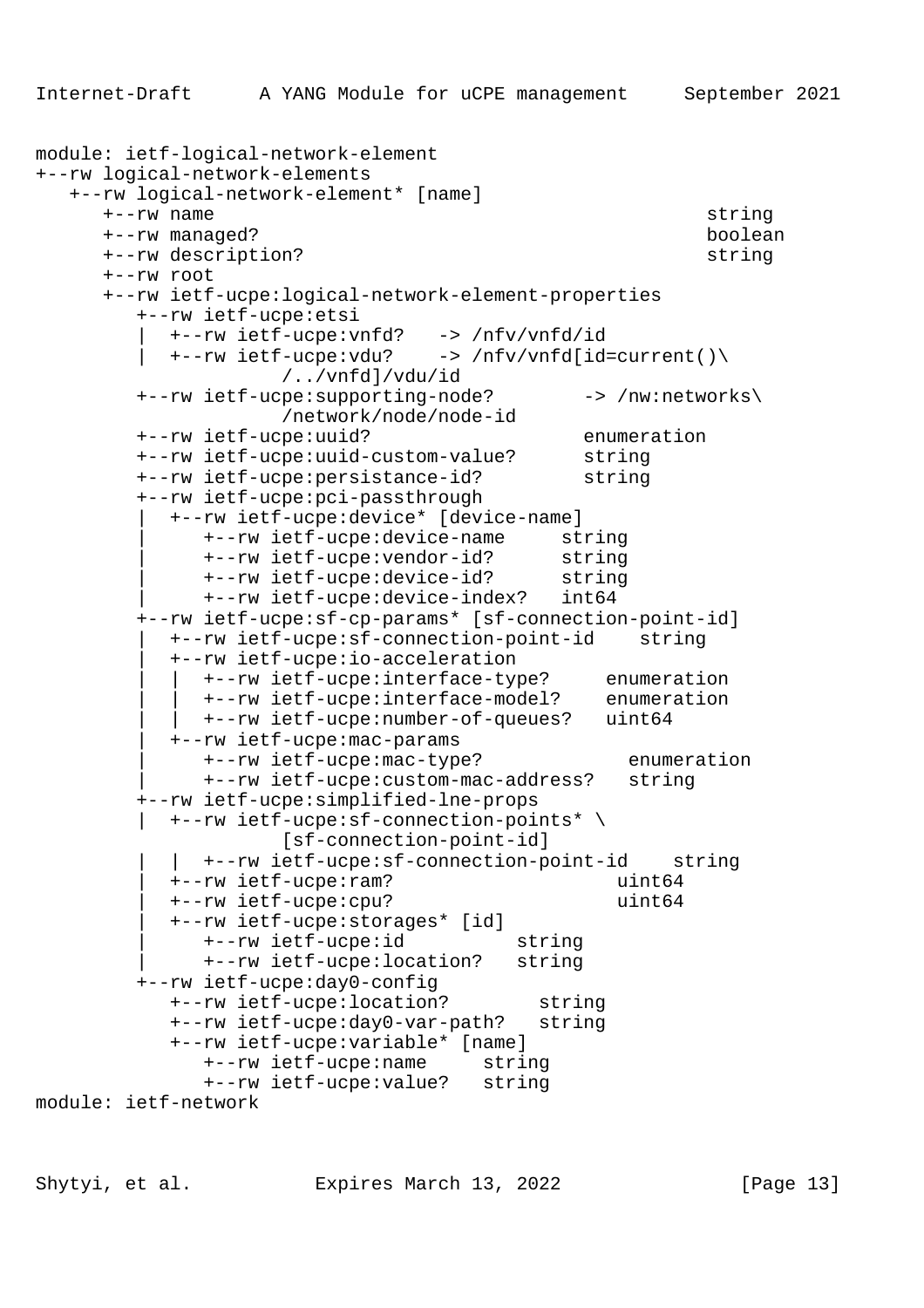```
module: ietf-logical-network-element
+--rw logical-network-elements
   +--rw logical-network-element* [name]
      +--rw name                                              string
      +--rw managed?                                          boolean
      +--rw description?                                      string
      +--rw root
      +--rw ietf-ucpe:logical-network-element-properties
         +--rw ietf-ucpe:etsi
         |  +--rw ietf-ucpe:vnfd?   -> /nfv/vnfd/id
         |  +--rw ietf-ucpe:vdu?    -> /nfv/vnfd[id=current()\
                    /../vnfd]/vdu/id
         +--rw ietf-ucpe:supporting-node?        -> /nw:networks\
                    /network/node/node-id
         +--rw ietf-ucpe:uuid?                   enumeration
         +--rw ietf-ucpe:uuid-custom-value?      string
         +--rw ietf-ucpe:persistance-id?         string
         +--rw ietf-ucpe:pci-passthrough
         |  +--rw ietf-ucpe:device* [device-name]
         |     +--rw ietf-ucpe:device-name     string
         |     +--rw ietf-ucpe:vendor-id?      string
         |     +--rw ietf-ucpe:device-id?      string
         |     +--rw ietf-ucpe:device-index?   int64
         +--rw ietf-ucpe:sf-cp-params* [sf-connection-point-id]
         |  +--rw ietf-ucpe:sf-connection-point-id    string
         |  +--rw ietf-ucpe:io-acceleration
         |  |  +--rw ietf-ucpe:interface-type?     enumeration
         |  |  +--rw ietf-ucpe:interface-model?    enumeration
         |  |  +--rw ietf-ucpe:number-of-queues?   uint64
         |  +--rw ietf-ucpe:mac-params
         |     +--rw ietf-ucpe:mac-type?             enumeration
         |     +--rw ietf-ucpe:custom-mac-address?   string
         +--rw ietf-ucpe:simplified-lne-props
         |  +--rw ietf-ucpe:sf-connection-points* \
                    [sf-connection-point-id]
         |  |  +--rw ietf-ucpe:sf-connection-point-id    string
         |  +--rw ietf-ucpe:ram?                      uint64
         |  +--rw ietf-ucpe:cpu?                      uint64
         |  +--rw ietf-ucpe:storages* [id]
         |     +--rw ietf-ucpe:id          string
         |     +--rw ietf-ucpe:location?   string
         +--rw ietf-ucpe:day0-config
            +--rw ietf-ucpe:location?       string
            +--rw ietf-ucpe:day0-var-path?   string
            +--rw ietf-ucpe:variable* [name]
               +--rw ietf-ucpe:name     string
               +--rw ietf-ucpe:value?   string
module: ietf-network
```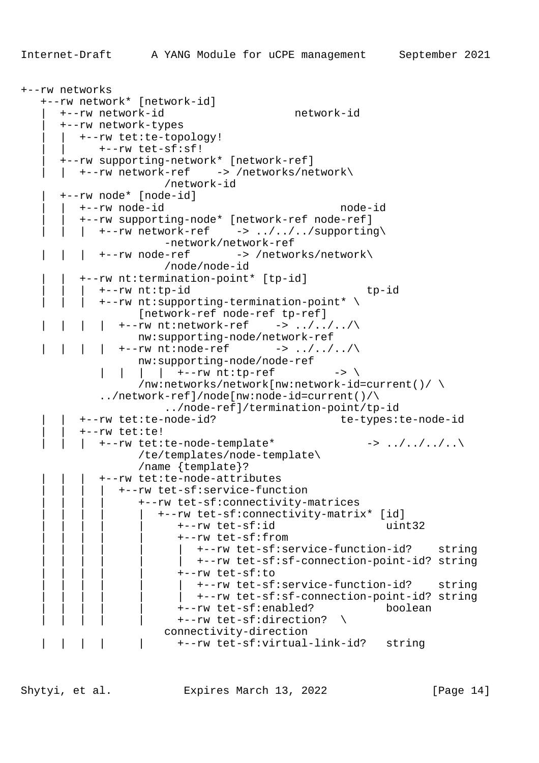```
+--rw networks
   +--rw network* [network-id]
   |  +--rw network-id                    network-id
   |  +--rw network-types
   |  |  +--rw tet:te-topology!
   |  |     +--rw tet-sf:sf!
   |  +--rw supporting-network* [network-ref]
   |  |  +--rw network-ref    -> /networks/network\
                     /network-id
   |  +--rw node* [node-id]
   |  |  +--rw node-id                           node-id
   |  |  +--rw supporting-node* [network-ref node-ref]
   |  |  |  +--rw network-ref    -> ../../../supporting\
                     -network/network-ref
   |  |  |  +--rw node-ref       -> /networks/network\
                     /node/node-id
   |  |  +--rw nt:termination-point* [tp-id]
   |  |  |  +--rw nt:tp-id                          tp-id
   |  |  |  +--rw nt:supporting-termination-point* \
                  [network-ref node-ref tp-ref]
   |  |  |  |  +--rw nt:network-ref    -> ../../../\
                  nw:supporting-node/network-ref
   |  |  |  |  +--rw nt:node-ref       -> ../../../\
                  nw:supporting-node/node-ref
            |  |  |  |  +--rw nt:tp-ref         -> \
                  /nw:networks/network[nw:network-id=current()/ \
            ../network-ref]/node[nw:node-id=current()/\
                     ../node-ref]/termination-point/tp-id
   |  |  +--rw tet:te-node-id?                   te-types:te-node-id
   |  |  +--rw tet:te!
   |  |  |  +--rw tet:te-node-template*             -> ../../../..\
                  /te/templates/node-template\
                  /name {template}?
   |  |  |  +--rw tet:te-node-attributes
   |  |  |  |  +--rw tet-sf:service-function
   |  |  |  |     +--rw tet-sf:connectivity-matrices
   |  |  |  |     |  +--rw tet-sf:connectivity-matrix* [id]
   |  |  |  |     |     +--rw tet-sf:id                 uint32
   |  |  |  |     |     +--rw tet-sf:from
   |  |  |  |     |     |  +--rw tet-sf:service-function-id?    string
   |  |  |  |     |     |  +--rw tet-sf:sf-connection-point-id? string
   |  |  |  |     |     +--rw tet-sf:to
   |  |  |  |     |     |  +--rw tet-sf:service-function-id?    string
   |  |  |  |     |     |  +--rw tet-sf:sf-connection-point-id? string
   |  |  |  |     |     +--rw tet-sf:enabled?           boolean
   |  |  |  |     |     +--rw tet-sf:direction?  \
                     connectivity-direction
   |  |  |  |     |     +--rw tet-sf:virtual-link-id?   string
```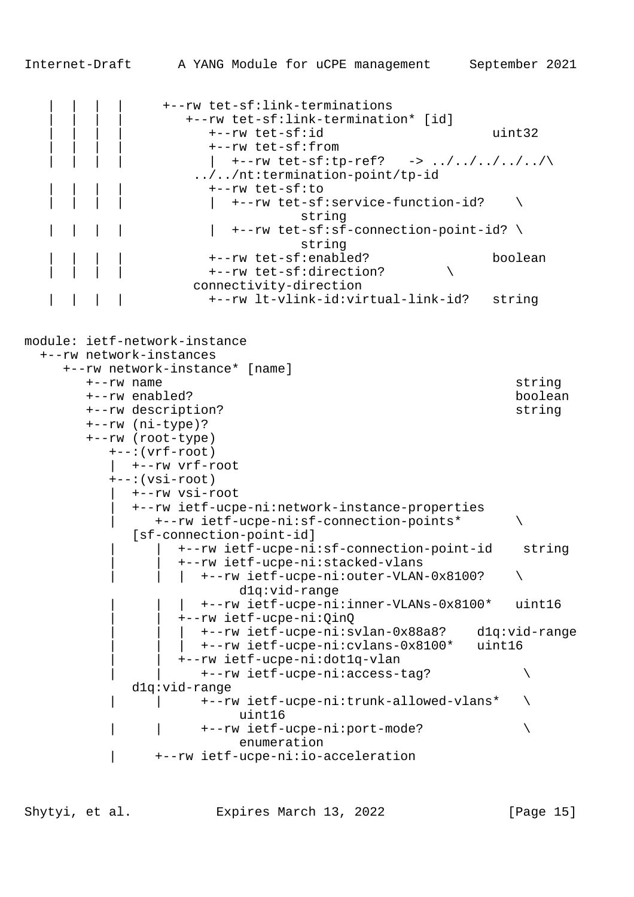```
   |  |  |  |     +--rw tet-sf:link-terminations
   |  |  |  |        +--rw tet-sf:link-termination* [id]
   |  |  |  |           +--rw tet-sf:id                       uint32
   |  |  |  |           +--rw tet-sf:from
   |  |  |  |           |  +--rw tet-sf:tp-ref?   -> ../../../../../\
                      ../../nt:termination-point/tp-id
   |  |  |  |           +--rw tet-sf:to
   |  |  |  |           |  +--rw tet-sf:service-function-id?    \
                                 string
   |  |  |  |           |  +--rw tet-sf:sf-connection-point-id? \
                                 string
   |  |  |  |           +--rw tet-sf:enabled?                boolean
   |  |  |  |           +--rw tet-sf:direction?        \
                      connectivity-direction
   |  |  |  |           +--rw lt-vlink-id:virtual-link-id?   string


module: ietf-network-instance
  +--rw network-instances
     +--rw network-instance* [name]
        +--rw name                                              string
        +--rw enabled?                                          boolean
        +--rw description?                                      string
        +--rw (ni-type)?
        +--rw (root-type)
           +--:(vrf-root)
           |  +--rw vrf-root
           +--:(vsi-root)
           |  +--rw vsi-root
           |  +--rw ietf-ucpe-ni:network-instance-properties
           |     +--rw ietf-ucpe-ni:sf-connection-points*       \
              [sf-connection-point-id]
           |     |  +--rw ietf-ucpe-ni:sf-connection-point-id    string
           |     |  +--rw ietf-ucpe-ni:stacked-vlans
           |     |  |  +--rw ietf-ucpe-ni:outer-VLAN-0x8100?    \
                             d1q:vid-range
           |     |  |  +--rw ietf-ucpe-ni:inner-VLANs-0x8100*   uint16
           |     |  +--rw ietf-ucpe-ni:QinQ
           |     |  |  +--rw ietf-ucpe-ni:svlan-0x88a8?    d1q:vid-range
           |     |  |  +--rw ietf-ucpe-ni:cvlans-0x8100*   uint16
           |     |  +--rw ietf-ucpe-ni:dot1q-vlan
           |     |     +--rw ietf-ucpe-ni:access-tag?           \
              d1q:vid-range
           |     |     +--rw ietf-ucpe-ni:trunk-allowed-vlans*   \
                             uint16
           |     |     +--rw ietf-ucpe-ni:port-mode?            \
                             enumeration
           |     +--rw ietf-ucpe-ni:io-acceleration
```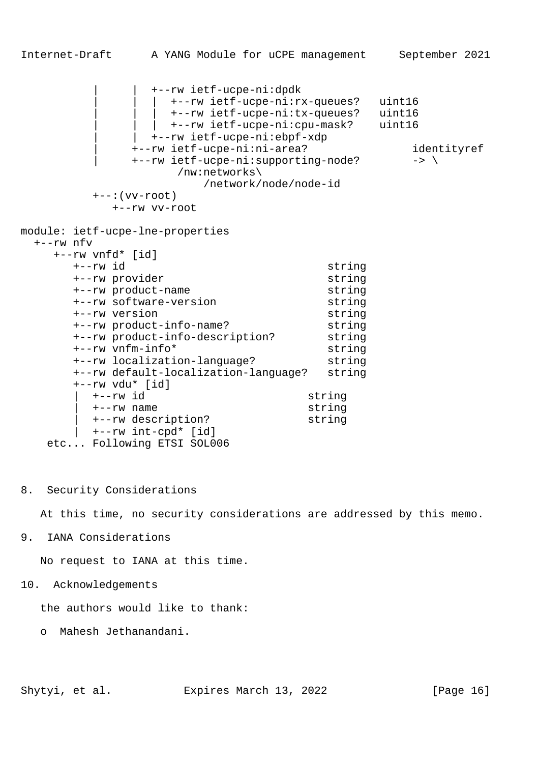```
           |     |  +--rw ietf-ucpe-ni:dpdk
           |     |  |  +--rw ietf-ucpe-ni:rx-queues?   uint16
           |     |  |  +--rw ietf-ucpe-ni:tx-queues?   uint16
           |     |  |  +--rw ietf-ucpe-ni:cpu-mask?    uint16
           |     |  +--rw ietf-ucpe-ni:ebpf-xdp
           |     +--rw ietf-ucpe-ni:ni-area?                identityref
           |     +--rw ietf-ucpe-ni:supporting-node?        -> \
                        /nw:networks\
                            /network/node/node-id
           +--:(vv-root)
              +--rw vv-root

module: ietf-ucpe-lne-properties
  +--rw nfv
     +--rw vnfd* [id]
        +--rw id                              string
        +--rw provider                        string
        +--rw product-name                    string
        +--rw software-version                string
        +--rw version                         string
        +--rw product-info-name?              string
        +--rw product-info-description?       string
        +--rw vnfm-info*                      string
        +--rw localization-language?          string
        +--rw default-localization-language?  string
        +--rw vdu* [id]
        |  +--rw id                        string
        |  +--rw name                      string
        |  +--rw description?              string
        |  +--rw int-cpd* [id]
    etc... Following ETSI SOL006
```

## 8. Security Considerations

At this time, no security considerations are addressed by this memo.

## 9. IANA Considerations

No request to IANA at this time.

## 10. Acknowledgements

the authors would like to thank:

- Mahesh Jethanandani.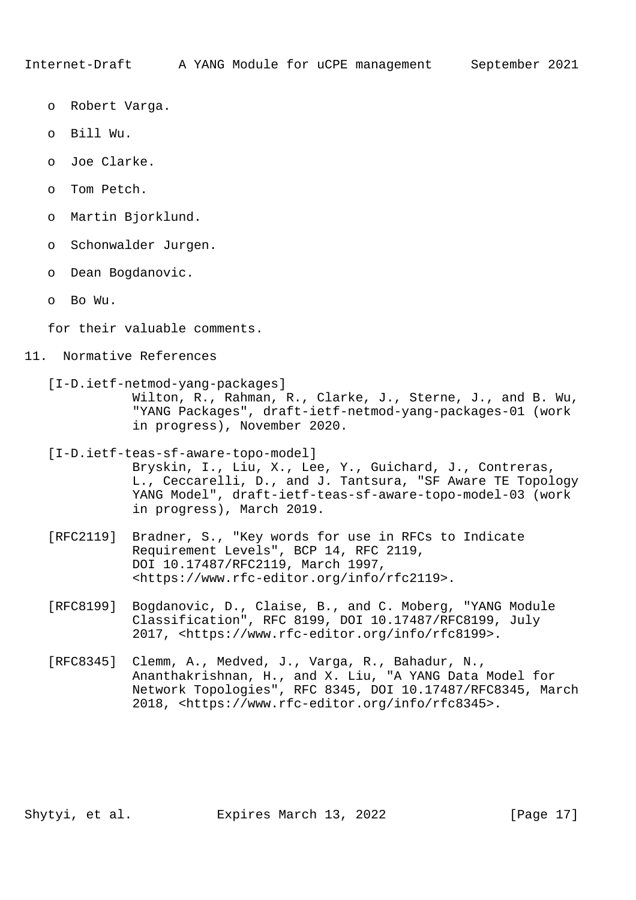- Robert Varga.
- Bill Wu.
- Joe Clarke.
- Tom Petch.
- Martin Bjorklund.
- Schonwalder Jurgen.
- Dean Bogdanovic.
- Bo Wu.

for their valuable comments.

## 11. Normative References

[I-D.ietf-netmod-yang-packages]
Wilton, R., Rahman, R., Clarke, J., Sterne, J., and B. Wu, "YANG Packages", draft-ietf-netmod-yang-packages-01 (work in progress), November 2020.

[I-D.ietf-teas-sf-aware-topo-model]
Bryskin, I., Liu, X., Lee, Y., Guichard, J., Contreras, L., Ceccarelli, D., and J. Tantsura, "SF Aware TE Topology YANG Model", draft-ietf-teas-sf-aware-topo-model-03 (work in progress), March 2019.

[RFC2119] Bradner, S., "Key words for use in RFCs to Indicate Requirement Levels", BCP 14, RFC 2119, DOI 10.17487/RFC2119, March 1997, <https://www.rfc-editor.org/info/rfc2119>.

[RFC8199] Bogdanovic, D., Claise, B., and C. Moberg, "YANG Module Classification", RFC 8199, DOI 10.17487/RFC8199, July 2017, <https://www.rfc-editor.org/info/rfc8199>.

[RFC8345] Clemm, A., Medved, J., Varga, R., Bahadur, N., Ananthakrishnan, H., and X. Liu, "A YANG Data Model for Network Topologies", RFC 8345, DOI 10.17487/RFC8345, March 2018, <https://www.rfc-editor.org/info/rfc8345>.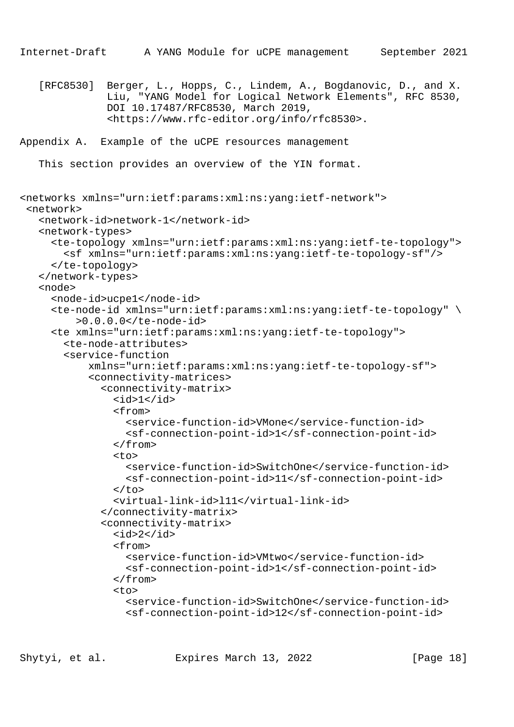[RFC8530] Berger, L., Hopps, C., Lindem, A., Bogdanovic, D., and X. Liu, "YANG Model for Logical Network Elements", RFC 8530, DOI 10.17487/RFC8530, March 2019, <https://www.rfc-editor.org/info/rfc8530>.

## Appendix A. Example of the uCPE resources management

This section provides an overview of the YIN format.

```
<networks xmlns="urn:ietf:params:xml:ns:yang:ietf-network">
 <network>
   <network-id>network-1</network-id>
   <network-types>
     <te-topology xmlns="urn:ietf:params:xml:ns:yang:ietf-te-topology">
       <sf xmlns="urn:ietf:params:xml:ns:yang:ietf-te-topology-sf"/>
     </te-topology>
   </network-types>
   <node>
     <node-id>ucpe1</node-id>
     <te-node-id xmlns="urn:ietf:params:xml:ns:yang:ietf-te-topology" \
         >0.0.0.0</te-node-id>
     <te xmlns="urn:ietf:params:xml:ns:yang:ietf-te-topology">
       <te-node-attributes>
       <service-function
           xmlns="urn:ietf:params:xml:ns:yang:ietf-te-topology-sf">
           <connectivity-matrices>
             <connectivity-matrix>
               <id>1</id>
               <from>
                 <service-function-id>VMone</service-function-id>
                 <sf-connection-point-id>1</sf-connection-point-id>
               </from>
               <to>
                 <service-function-id>SwitchOne</service-function-id>
                 <sf-connection-point-id>11</sf-connection-point-id>
               </to>
               <virtual-link-id>l11</virtual-link-id>
             </connectivity-matrix>
             <connectivity-matrix>
               <id>2</id>
               <from>
                 <service-function-id>VMtwo</service-function-id>
                 <sf-connection-point-id>1</sf-connection-point-id>
               </from>
               <to>
                 <service-function-id>SwitchOne</service-function-id>
                 <sf-connection-point-id>12</sf-connection-point-id>
```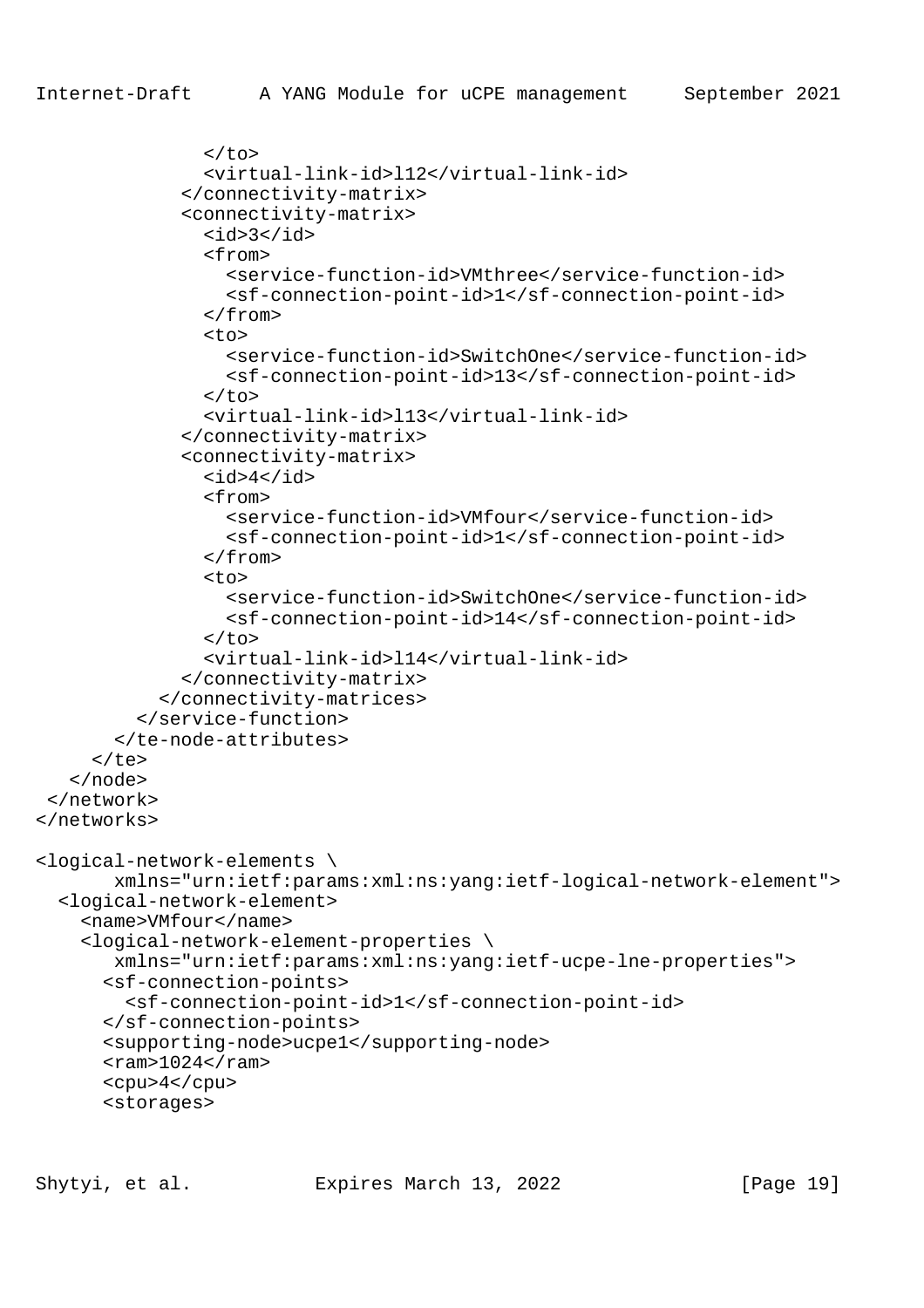```
              </to>
              <virtual-link-id>l12</virtual-link-id>
            </connectivity-matrix>
            <connectivity-matrix>
              <id>3</id>
              <from>
                <service-function-id>VMthree</service-function-id>
                <sf-connection-point-id>1</sf-connection-point-id>
              </from>
              <to>
                <service-function-id>SwitchOne</service-function-id>
                <sf-connection-point-id>13</sf-connection-point-id>
              </to>
              <virtual-link-id>l13</virtual-link-id>
            </connectivity-matrix>
            <connectivity-matrix>
              <id>4</id>
              <from>
                <service-function-id>VMfour</service-function-id>
                <sf-connection-point-id>1</sf-connection-point-id>
              </from>
              <to>
                <service-function-id>SwitchOne</service-function-id>
                <sf-connection-point-id>14</sf-connection-point-id>
              </to>
              <virtual-link-id>l14</virtual-link-id>
            </connectivity-matrix>
          </connectivity-matrices>
        </service-function>
      </te-node-attributes>
    </te>
  </node>
 </network>
</networks>

<logical-network-elements \
       xmlns="urn:ietf:params:xml:ns:yang:ietf-logical-network-element">
  <logical-network-element>
    <name>VMfour</name>
    <logical-network-element-properties \
       xmlns="urn:ietf:params:xml:ns:yang:ietf-ucpe-lne-properties">
      <sf-connection-points>
        <sf-connection-point-id>1</sf-connection-point-id>
      </sf-connection-points>
      <supporting-node>ucpe1</supporting-node>
      <ram>1024</ram>
      <cpu>4</cpu>
      <storages>
```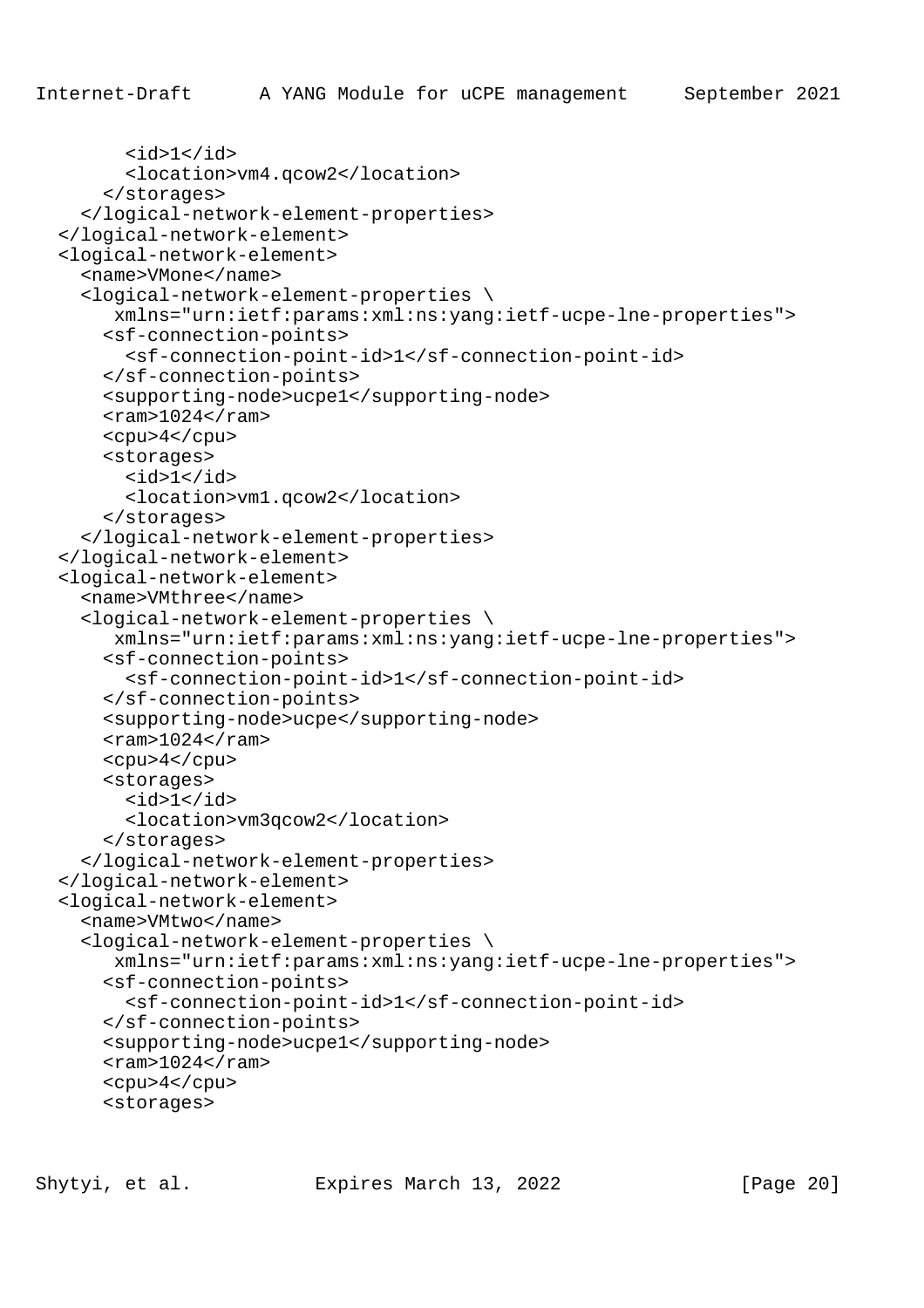```
        <id>1</id>
        <location>vm4.qcow2</location>
      </storages>
    </logical-network-element-properties>
  </logical-network-element>
  <logical-network-element>
    <name>VMone</name>
    <logical-network-element-properties \
       xmlns="urn:ietf:params:xml:ns:yang:ietf-ucpe-lne-properties">
      <sf-connection-points>
        <sf-connection-point-id>1</sf-connection-point-id>
      </sf-connection-points>
      <supporting-node>ucpe1</supporting-node>
      <ram>1024</ram>
      <cpu>4</cpu>
      <storages>
        <id>1</id>
        <location>vm1.qcow2</location>
      </storages>
    </logical-network-element-properties>
  </logical-network-element>
  <logical-network-element>
    <name>VMthree</name>
    <logical-network-element-properties \
       xmlns="urn:ietf:params:xml:ns:yang:ietf-ucpe-lne-properties">
      <sf-connection-points>
        <sf-connection-point-id>1</sf-connection-point-id>
      </sf-connection-points>
      <supporting-node>ucpe</supporting-node>
      <ram>1024</ram>
      <cpu>4</cpu>
      <storages>
        <id>1</id>
        <location>vm3qcow2</location>
      </storages>
    </logical-network-element-properties>
  </logical-network-element>
  <logical-network-element>
    <name>VMtwo</name>
    <logical-network-element-properties \
       xmlns="urn:ietf:params:xml:ns:yang:ietf-ucpe-lne-properties">
      <sf-connection-points>
        <sf-connection-point-id>1</sf-connection-point-id>
      </sf-connection-points>
      <supporting-node>ucpe1</supporting-node>
      <ram>1024</ram>
      <cpu>4</cpu>
      <storages>
```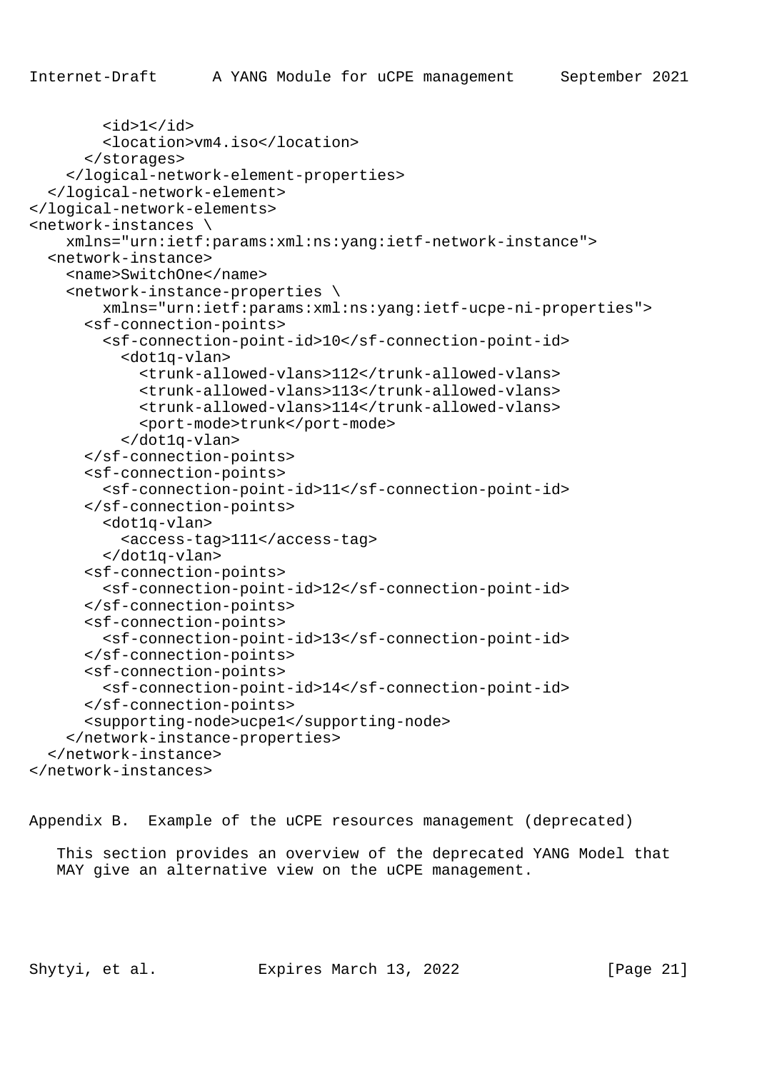```
        <id>1</id>
        <location>vm4.iso</location>
      </storages>
    </logical-network-element-properties>
  </logical-network-element>
</logical-network-elements>
<network-instances \
    xmlns="urn:ietf:params:xml:ns:yang:ietf-network-instance">
  <network-instance>
    <name>SwitchOne</name>
    <network-instance-properties \
        xmlns="urn:ietf:params:xml:ns:yang:ietf-ucpe-ni-properties">
      <sf-connection-points>
        <sf-connection-point-id>10</sf-connection-point-id>
          <dot1q-vlan>
            <trunk-allowed-vlans>112</trunk-allowed-vlans>
            <trunk-allowed-vlans>113</trunk-allowed-vlans>
            <trunk-allowed-vlans>114</trunk-allowed-vlans>
            <port-mode>trunk</port-mode>
          </dot1q-vlan>
      </sf-connection-points>
      <sf-connection-points>
        <sf-connection-point-id>11</sf-connection-point-id>
      </sf-connection-points>
        <dot1q-vlan>
          <access-tag>111</access-tag>
        </dot1q-vlan>
      <sf-connection-points>
        <sf-connection-point-id>12</sf-connection-point-id>
      </sf-connection-points>
      <sf-connection-points>
        <sf-connection-point-id>13</sf-connection-point-id>
      </sf-connection-points>
      <sf-connection-points>
        <sf-connection-point-id>14</sf-connection-point-id>
      </sf-connection-points>
      <supporting-node>ucpe1</supporting-node>
    </network-instance-properties>
  </network-instance>
</network-instances>
```

## Appendix B. Example of the uCPE resources management (deprecated)

This section provides an overview of the deprecated YANG Model that MAY give an alternative view on the uCPE management.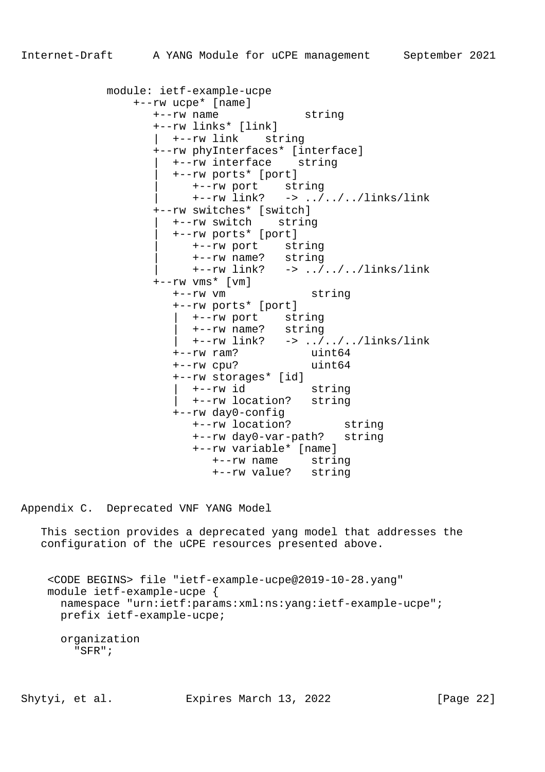```
module: ietf-example-ucpe
    +--rw ucpe* [name]
       +--rw name             string
       +--rw links* [link]
       |  +--rw link    string
       +--rw phyInterfaces* [interface]
       |  +--rw interface    string
       |  +--rw ports* [port]
       |     +--rw port    string
       |     +--rw link?   -> ../../../links/link
       +--rw switches* [switch]
       |  +--rw switch    string
       |  +--rw ports* [port]
       |     +--rw port    string
       |     +--rw name?   string
       |     +--rw link?   -> ../../../links/link
       +--rw vms* [vm]
          +--rw vm             string
          +--rw ports* [port]
          |  +--rw port    string
          |  +--rw name?   string
          |  +--rw link?   -> ../../../links/link
          +--rw ram?           uint64
          +--rw cpu?           uint64
          +--rw storages* [id]
          |  +--rw id          string
          |  +--rw location?   string
          +--rw day0-config
             +--rw location?        string
             +--rw day0-var-path?   string
             +--rw variable* [name]
                +--rw name     string
                +--rw value?   string
```

## Appendix C.  Deprecated VNF YANG Model

This section provides a deprecated yang model that addresses the configuration of the uCPE resources presented above.

```
<CODE BEGINS> file "ietf-example-ucpe@2019-10-28.yang"
module ietf-example-ucpe {
  namespace "urn:ietf:params:xml:ns:yang:ietf-example-ucpe";
  prefix ietf-example-ucpe;

  organization
    "SFR";
```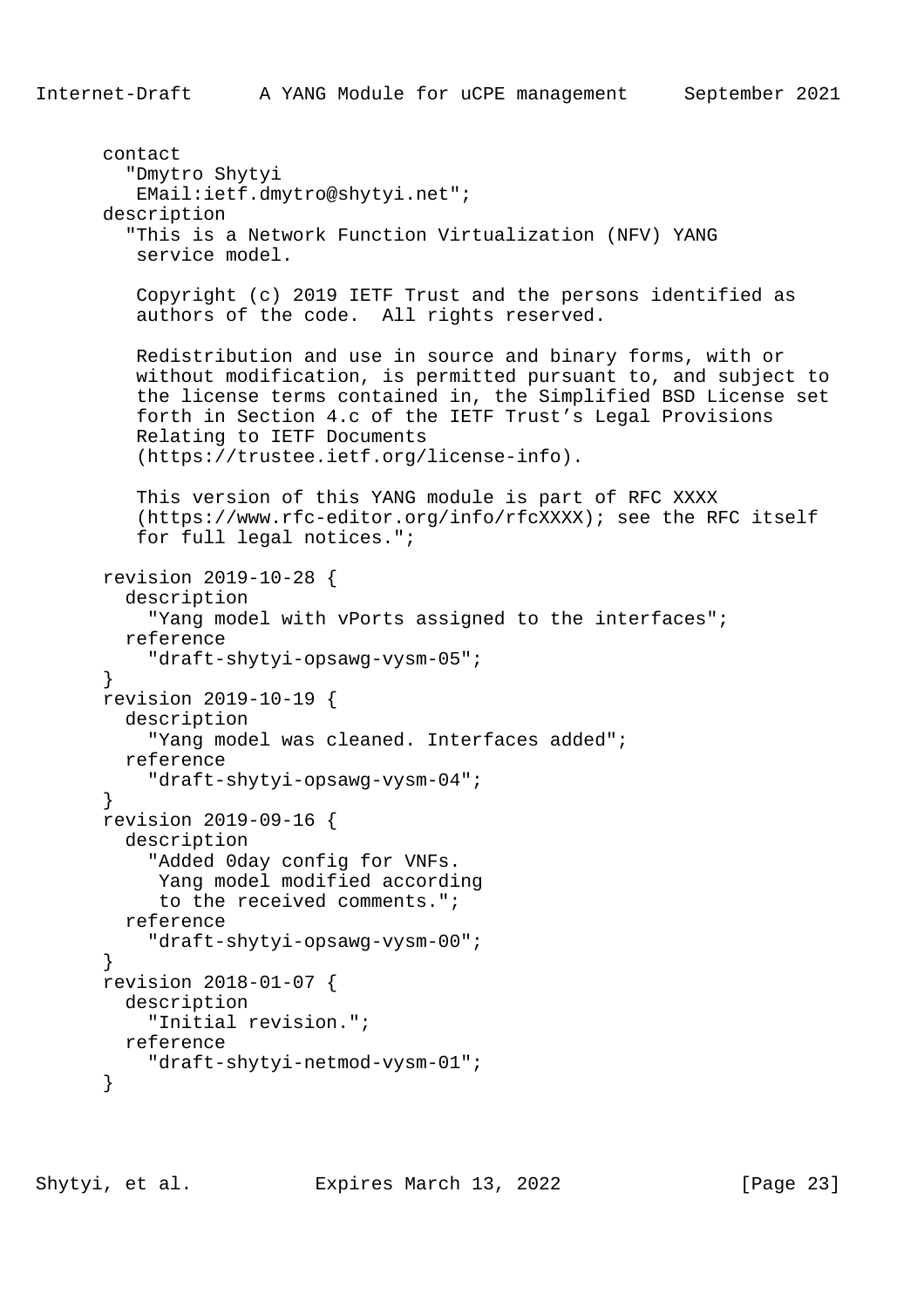```
     contact
       "Dmytro Shytyi
        EMail:ietf.dmytro@shytyi.net";
     description
       "This is a Network Function Virtualization (NFV) YANG
        service model.

        Copyright (c) 2019 IETF Trust and the persons identified as
        authors of the code.  All rights reserved.

        Redistribution and use in source and binary forms, with or
        without modification, is permitted pursuant to, and subject to
        the license terms contained in, the Simplified BSD License set
        forth in Section 4.c of the IETF Trust's Legal Provisions
        Relating to IETF Documents
        (https://trustee.ietf.org/license-info).

        This version of this YANG module is part of RFC XXXX
        (https://www.rfc-editor.org/info/rfcXXXX); see the RFC itself
        for full legal notices.";

     revision 2019-10-28 {
       description
         "Yang model with vPorts assigned to the interfaces";
       reference
         "draft-shytyi-opsawg-vysm-05";
     }
     revision 2019-10-19 {
       description
         "Yang model was cleaned. Interfaces added";
       reference
         "draft-shytyi-opsawg-vysm-04";
     }
     revision 2019-09-16 {
       description
         "Added 0day config for VNFs.
          Yang model modified according
          to the received comments.";
       reference
         "draft-shytyi-opsawg-vysm-00";
     }
     revision 2018-01-07 {
       description
         "Initial revision.";
       reference
         "draft-shytyi-netmod-vysm-01";
     }
```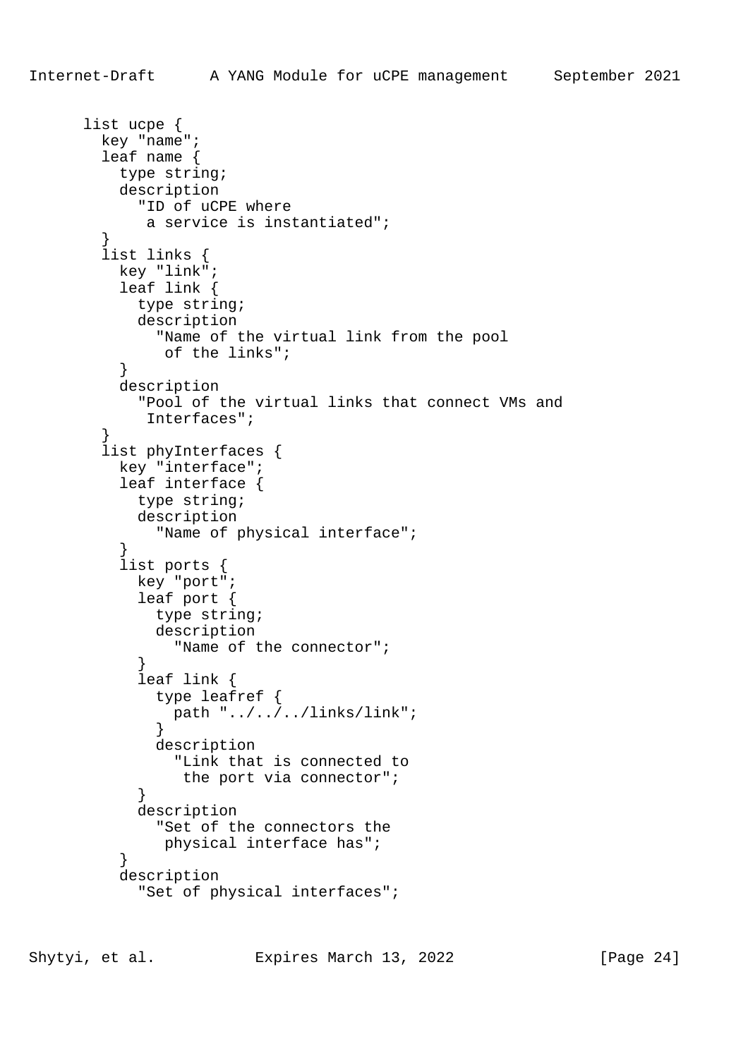```
      list ucpe {
        key "name";
        leaf name {
          type string;
          description
            "ID of uCPE where
             a service is instantiated";
        }
        list links {
          key "link";
          leaf link {
            type string;
            description
              "Name of the virtual link from the pool
               of the links";
          }
          description
            "Pool of the virtual links that connect VMs and
             Interfaces";
        }
        list phyInterfaces {
          key "interface";
          leaf interface {
            type string;
            description
              "Name of physical interface";
          }
          list ports {
            key "port";
            leaf port {
              type string;
              description
                "Name of the connector";
            }
            leaf link {
              type leafref {
                path "../../../links/link";
              }
              description
                "Link that is connected to
                 the port via connector";
            }
            description
              "Set of the connectors the
               physical interface has";
          }
          description
            "Set of physical interfaces";
```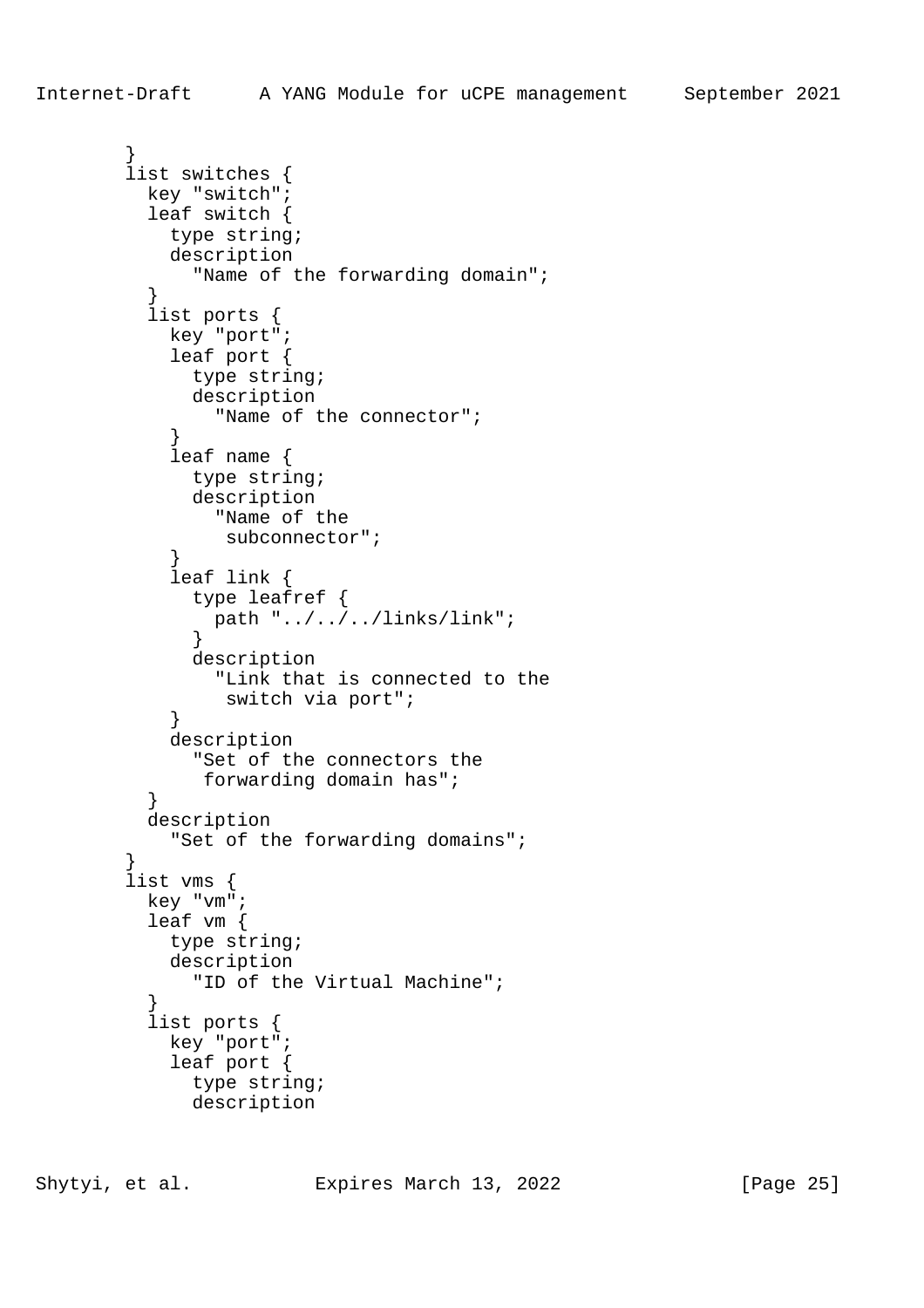```
        }
        list switches {
          key "switch";
          leaf switch {
            type string;
            description
              "Name of the forwarding domain";
          }
          list ports {
            key "port";
            leaf port {
              type string;
              description
                "Name of the connector";
            }
            leaf name {
              type string;
              description
                "Name of the
                 subconnector";
            }
            leaf link {
              type leafref {
                path "../../../links/link";
              }
              description
                "Link that is connected to the
                 switch via port";
            }
            description
              "Set of the connectors the
               forwarding domain has";
          }
          description
            "Set of the forwarding domains";
        }
        list vms {
          key "vm";
          leaf vm {
            type string;
            description
              "ID of the Virtual Machine";
          }
          list ports {
            key "port";
            leaf port {
              type string;
              description
```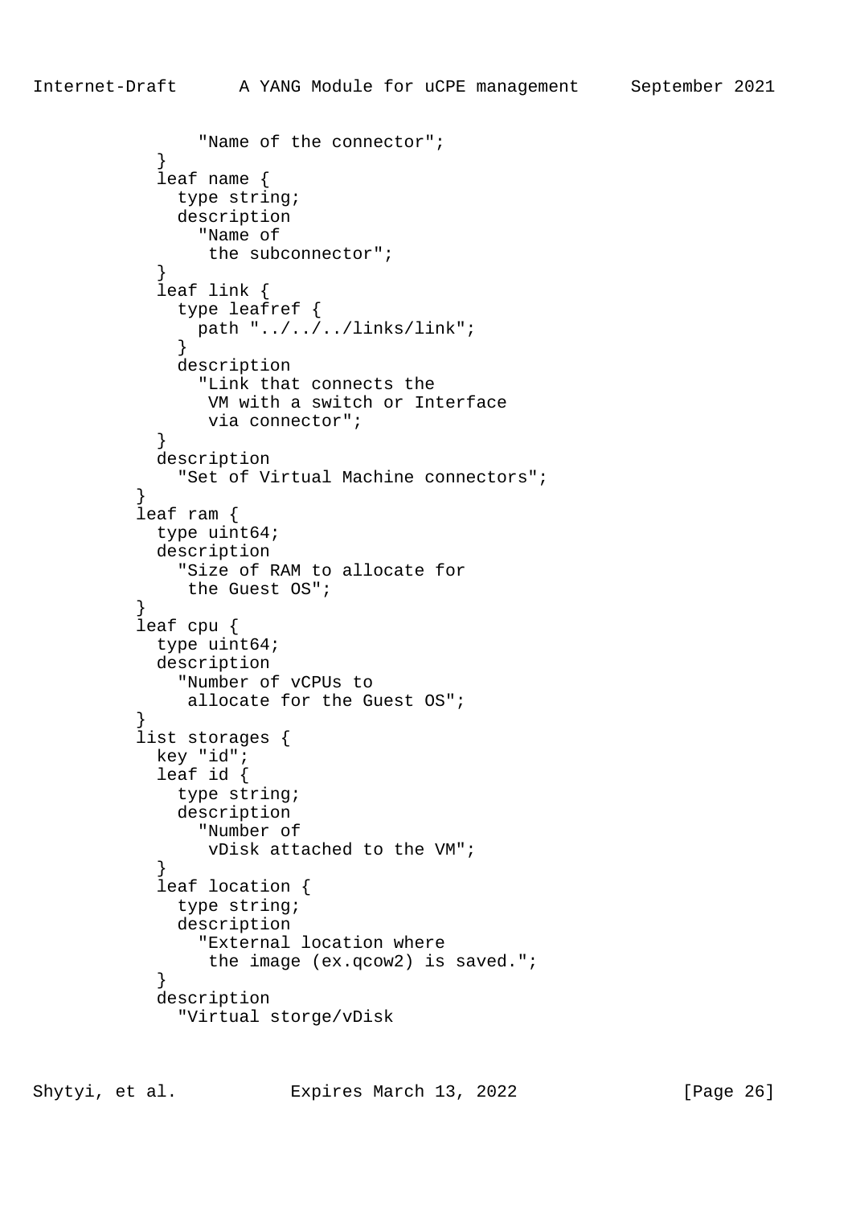```
              "Name of the connector";
          }
          leaf name {
            type string;
            description
              "Name of
               the subconnector";
          }
          leaf link {
            type leafref {
              path "../../../links/link";
            }
            description
              "Link that connects the
               VM with a switch or Interface
               via connector";
          }
          description
            "Set of Virtual Machine connectors";
        }
        leaf ram {
          type uint64;
          description
            "Size of RAM to allocate for
             the Guest OS";
        }
        leaf cpu {
          type uint64;
          description
            "Number of vCPUs to
             allocate for the Guest OS";
        }
        list storages {
          key "id";
          leaf id {
            type string;
            description
              "Number of
               vDisk attached to the VM";
          }
          leaf location {
            type string;
            description
              "External location where
               the image (ex.qcow2) is saved.";
          }
          description
            "Virtual storge/vDisk
```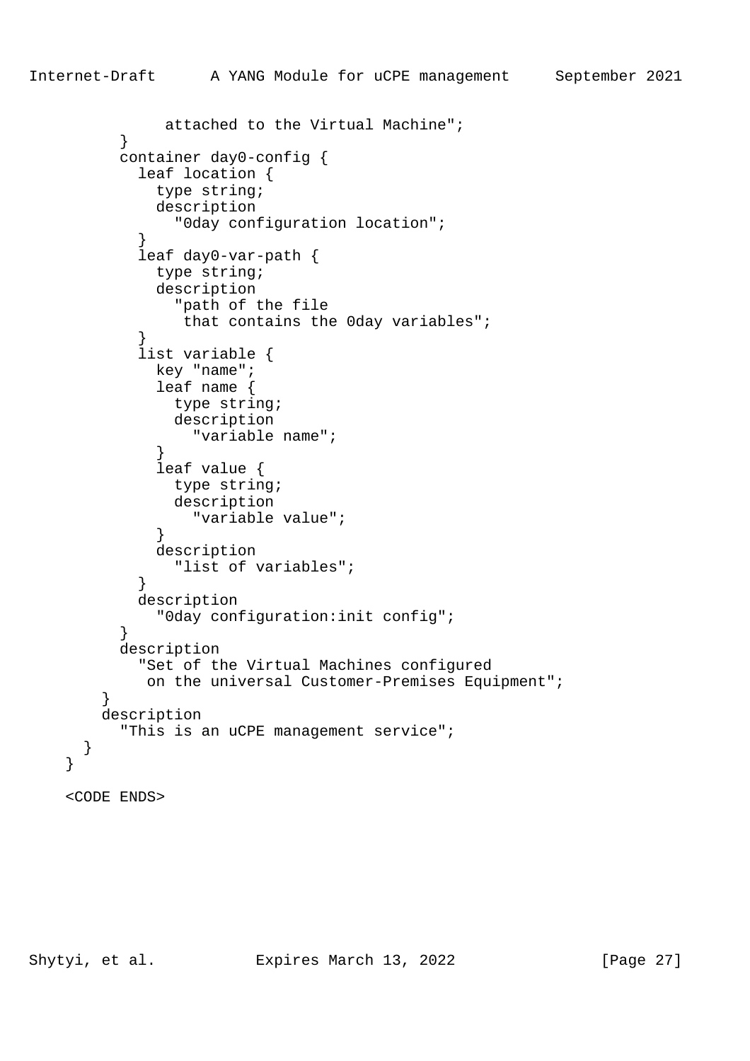```
              attached to the Virtual Machine";
        }
        container day0-config {
          leaf location {
            type string;
            description
              "0day configuration location";
          }
          leaf day0-var-path {
            type string;
            description
              "path of the file
               that contains the 0day variables";
          }
          list variable {
            key "name";
            leaf name {
              type string;
              description
                "variable name";
            }
            leaf value {
              type string;
              description
                "variable value";
            }
            description
              "list of variables";
          }
          description
            "0day configuration:init config";
        }
        description
          "Set of the Virtual Machines configured
           on the universal Customer-Premises Equipment";
      }
      description
        "This is an uCPE management service";
    }
  }

  <CODE ENDS>
```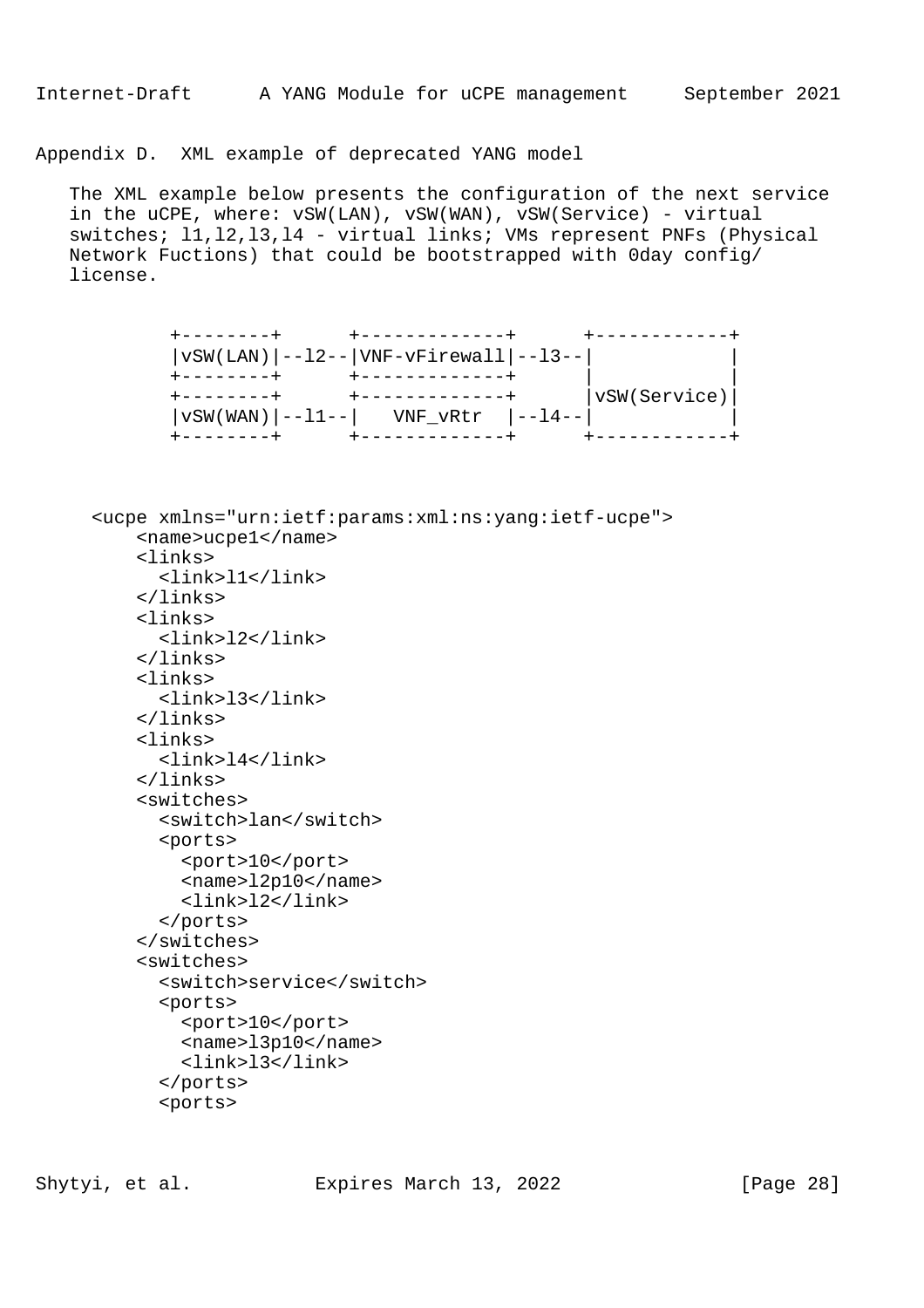## Appendix D. XML example of deprecated YANG model

The XML example below presents the configuration of the next service in the uCPE, where: vSW(LAN), vSW(WAN), vSW(Service) - virtual switches; l1,l2,l3,l4 - virtual links; VMs represent PNFs (Physical Network Fuctions) that could be bootstrapped with 0day config/ license.

```
        +--------+      +-------------+      +------------+
        |vSW(LAN)|--l2--|VNF-vFirewall|--l3--|            |
        +--------+      +-------------+      |            |
        +--------+      +-------------+      |vSW(Service)|
        |vSW(WAN)|--l1--|   VNF_vRtr  |--l4--|            |
        +--------+      +-------------+      +------------+
```

```
<ucpe xmlns="urn:ietf:params:xml:ns:yang:ietf-ucpe">
    <name>ucpe1</name>
    <links>
      <link>l1</link>
    </links>
    <links>
      <link>l2</link>
    </links>
    <links>
      <link>l3</link>
    </links>
    <links>
      <link>l4</link>
    </links>
    <switches>
      <switch>lan</switch>
      <ports>
        <port>10</port>
        <name>l2p10</name>
        <link>l2</link>
      </ports>
    </switches>
    <switches>
      <switch>service</switch>
      <ports>
        <port>10</port>
        <name>l3p10</name>
        <link>l3</link>
      </ports>
      <ports>
```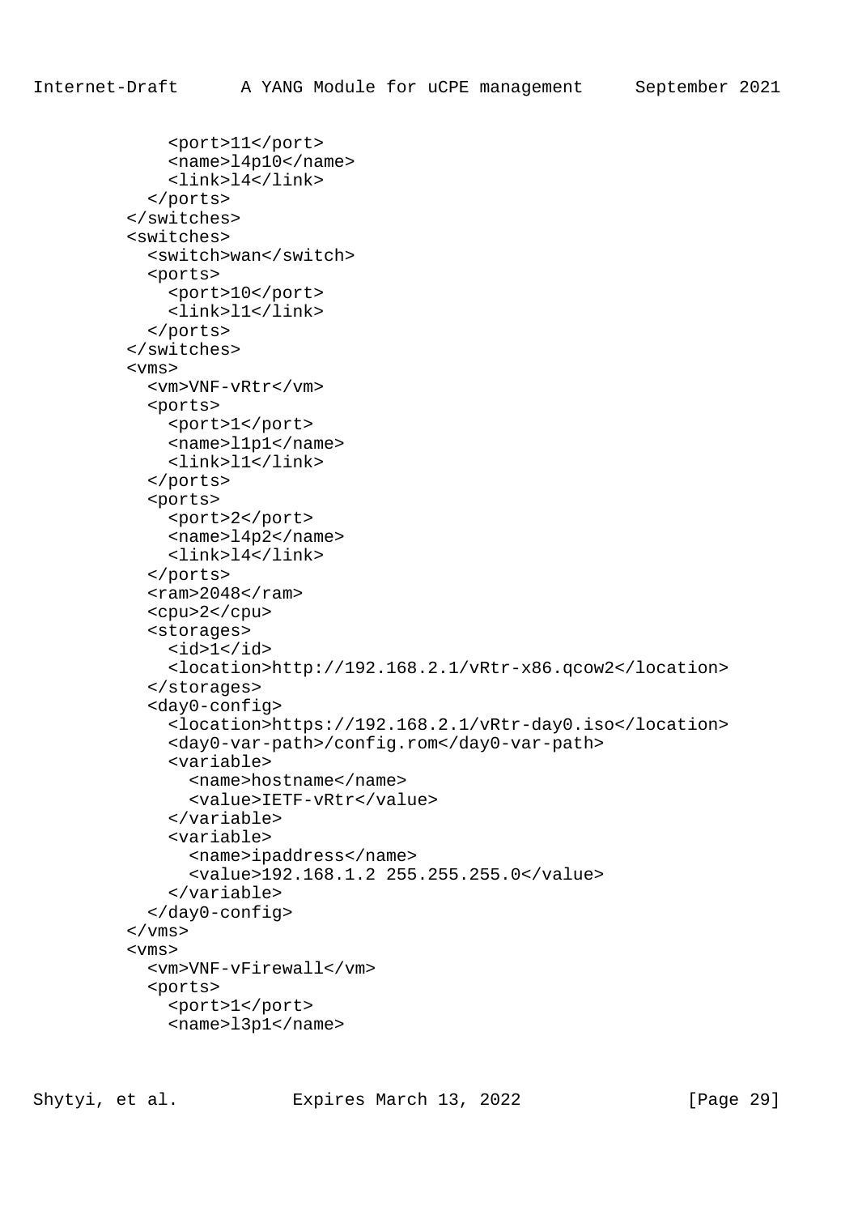```
            <port>11</port>
            <name>l4p10</name>
            <link>l4</link>
          </ports>
        </switches>
        <switches>
          <switch>wan</switch>
          <ports>
            <port>10</port>
            <link>l1</link>
          </ports>
        </switches>
        <vms>
          <vm>VNF-vRtr</vm>
          <ports>
            <port>1</port>
            <name>l1p1</name>
            <link>l1</link>
          </ports>
          <ports>
            <port>2</port>
            <name>l4p2</name>
            <link>l4</link>
          </ports>
          <ram>2048</ram>
          <cpu>2</cpu>
          <storages>
            <id>1</id>
            <location>http://192.168.2.1/vRtr-x86.qcow2</location>
          </storages>
          <day0-config>
            <location>https://192.168.2.1/vRtr-day0.iso</location>
            <day0-var-path>/config.rom</day0-var-path>
            <variable>
              <name>hostname</name>
              <value>IETF-vRtr</value>
            </variable>
            <variable>
              <name>ipaddress</name>
              <value>192.168.1.2 255.255.255.0</value>
            </variable>
          </day0-config>
        </vms>
        <vms>
          <vm>VNF-vFirewall</vm>
          <ports>
            <port>1</port>
            <name>l3p1</name>
```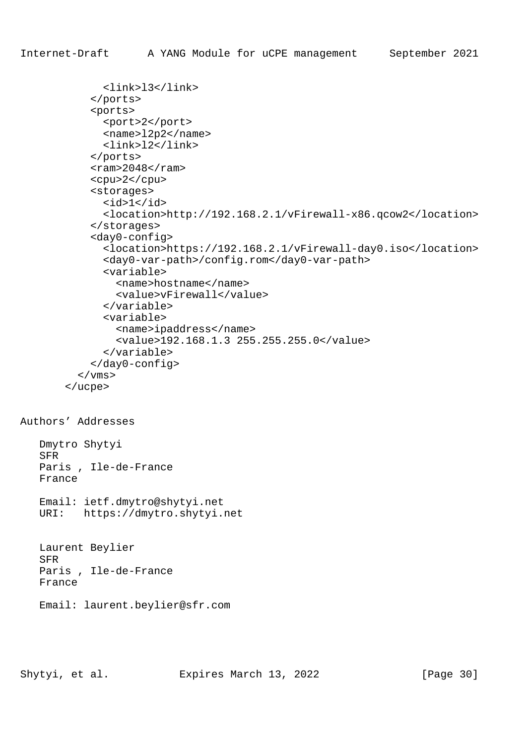```
            <link>l3</link>
          </ports>
          <ports>
            <port>2</port>
            <name>l2p2</name>
            <link>l2</link>
          </ports>
          <ram>2048</ram>
          <cpu>2</cpu>
          <storages>
            <id>1</id>
            <location>http://192.168.2.1/vFirewall-x86.qcow2</location>
          </storages>
          <day0-config>
            <location>https://192.168.2.1/vFirewall-day0.iso</location>
            <day0-var-path>/config.rom</day0-var-path>
            <variable>
              <name>hostname</name>
              <value>vFirewall</value>
            </variable>
            <variable>
              <name>ipaddress</name>
              <value>192.168.1.3 255.255.255.0</value>
            </variable>
          </day0-config>
        </vms>
      </ucpe>
```

# Authors' Addresses

Dmytro Shytyi
SFR
Paris , Ile-de-France
France

Email: ietf.dmytro@shytyi.net
URI: https://dmytro.shytyi.net

Laurent Beylier
SFR
Paris , Ile-de-France
France

Email: laurent.beylier@sfr.com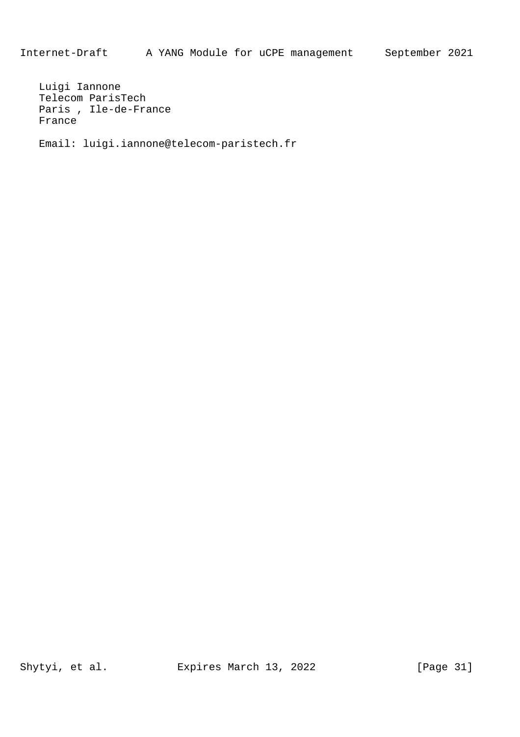Luigi Iannone
Telecom ParisTech
Paris , Ile-de-France
France

Email: luigi.iannone@telecom-paristech.fr